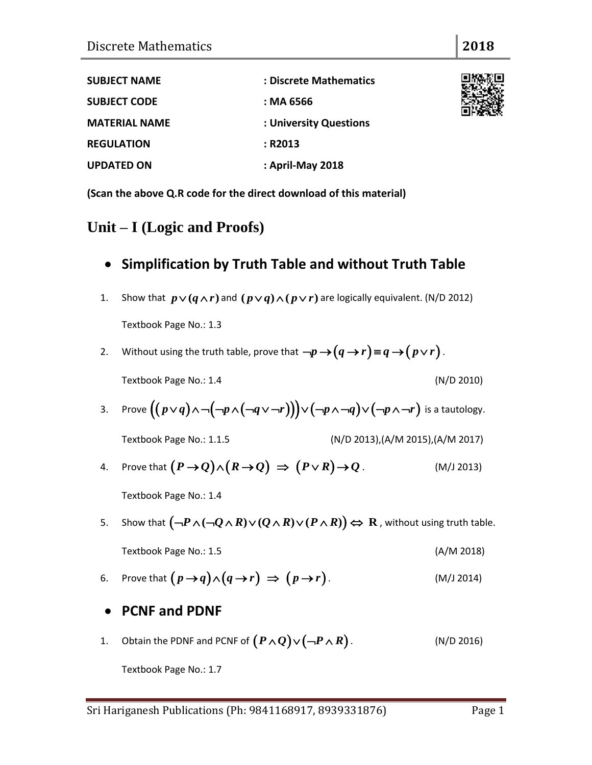| | |
|---|---|
| **SUBJECT NAME** | **: Discrete Mathematics** |
| **SUBJECT CODE** | **: MA 6566** |
| **MATERIAL NAME** | **: University Questions** |
| **REGULATION** | **: R2013** |
| **UPDATED ON** | **: April-May 2018** |

**(Scan the above Q.R code for the direct download of this material)**

# Unit – I (Logic and Proofs)

## • Simplification by Truth Table and without Truth Table

1. Show that $p \vee (q \wedge r)$ and $(p \vee q) \wedge (p \vee r)$ are logically equivalent. (N/D 2012)

   Textbook Page No.: 1.3

2. Without using the truth table, prove that $\neg p \to (q \to r) \equiv q \to (p \vee r)$.

   Textbook Page No.: 1.4 (N/D 2010)

3. Prove $\left((p \vee q) \wedge \neg(\neg p \wedge (\neg q \vee \neg r))\right) \vee (\neg p \wedge \neg q) \vee (\neg p \wedge \neg r)$ is a tautology.

   Textbook Page No.: 1.1.5 (N/D 2013),(A/M 2015),(A/M 2017)

4. Prove that $(P \to Q) \wedge (R \to Q) \Rightarrow (P \vee R) \to Q$. (M/J 2013)

   Textbook Page No.: 1.4

5. Show that $(\neg P \wedge (\neg Q \wedge R) \vee (Q \wedge R) \vee (P \wedge R)) \Leftrightarrow \mathbf{R}$, without using truth table.

   Textbook Page No.: 1.5 (A/M 2018)

6. Prove that $(p \to q) \wedge (q \to r) \Rightarrow (p \to r)$. (M/J 2014)

## • PCNF and PDNF

1. Obtain the PDNF and PCNF of $(P \wedge Q) \vee (\neg P \wedge R)$. (N/D 2016)

   Textbook Page No.: 1.7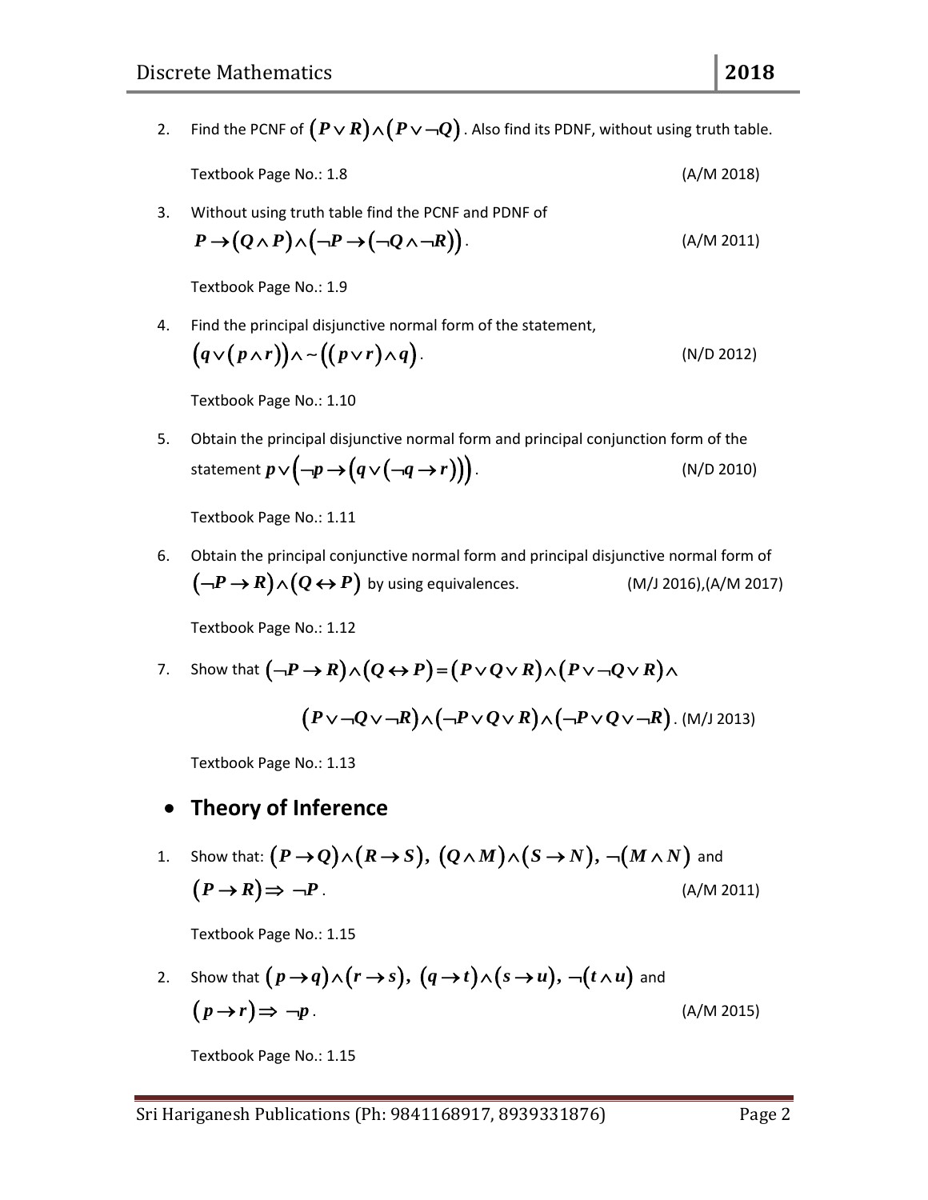2. Find the PCNF of $(P \vee R) \wedge (P \vee \neg Q)$. Also find its PDNF, without using truth table.

   Textbook Page No.: 1.8 (A/M 2018)

3. Without using truth table find the PCNF and PDNF of $P \rightarrow (Q \wedge P) \wedge (\neg P \rightarrow (\neg Q \wedge \neg R))$. (A/M 2011)

   Textbook Page No.: 1.9

4. Find the principal disjunctive normal form of the statement, $(q \vee (p \wedge r)) \wedge \sim ((p \vee r) \wedge q)$. (N/D 2012)

   Textbook Page No.: 1.10

5. Obtain the principal disjunctive normal form and principal conjunction form of the statement $p \vee (\neg p \rightarrow (q \vee (\neg q \rightarrow r)))$. (N/D 2010)

   Textbook Page No.: 1.11

6. Obtain the principal conjunctive normal form and principal disjunctive normal form of $(\neg P \rightarrow R) \wedge (Q \leftrightarrow P)$ by using equivalences. (M/J 2016),(A/M 2017)

   Textbook Page No.: 1.12

7. Show that $(\neg P \rightarrow R) \wedge (Q \leftrightarrow P) = (P \vee Q \vee R) \wedge (P \vee \neg Q \vee R) \wedge (P \vee \neg Q \vee \neg R) \wedge (\neg P \vee Q \vee R) \wedge (\neg P \vee Q \vee \neg R)$. (M/J 2013)

   Textbook Page No.: 1.13

- **Theory of Inference**

1. Show that: $(P \rightarrow Q) \wedge (R \rightarrow S)$, $(Q \wedge M) \wedge (S \rightarrow N)$, $\neg(M \wedge N)$ and $(P \rightarrow R) \Rightarrow \neg P$. (A/M 2011)

   Textbook Page No.: 1.15

2. Show that $(p \rightarrow q) \wedge (r \rightarrow s)$, $(q \rightarrow t) \wedge (s \rightarrow u)$, $\neg(t \wedge u)$ and $(p \rightarrow r) \Rightarrow \neg p$. (A/M 2015)

   Textbook Page No.: 1.15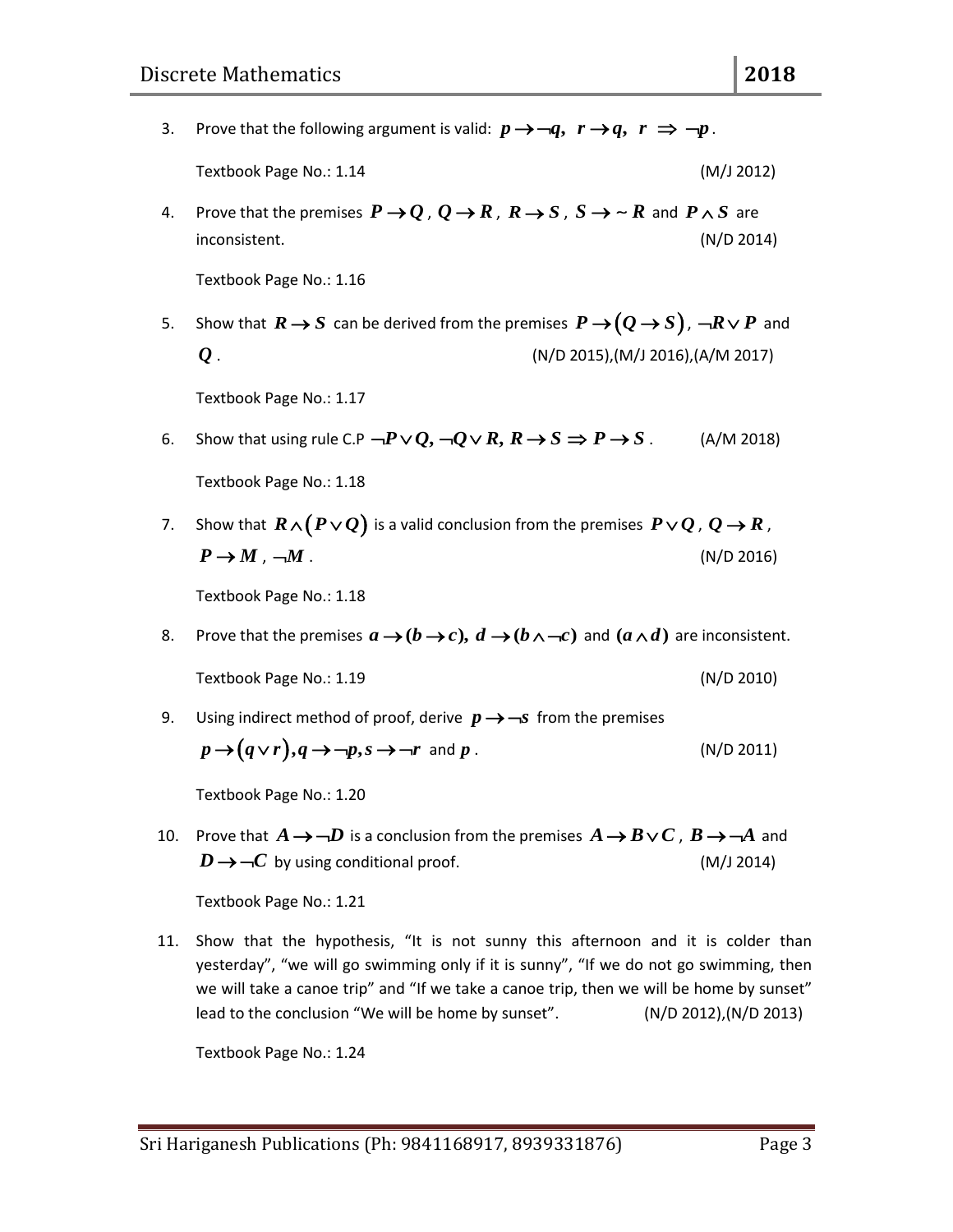3. Prove that the following argument is valid: $p \to \neg q,\ r \to q,\ r \ \Rightarrow\ \neg p$.

   Textbook Page No.: 1.14 (M/J 2012)

4. Prove that the premises $P \to Q$, $Q \to R$, $R \to S$, $S \to \sim R$ and $P \wedge S$ are inconsistent. (N/D 2014)

   Textbook Page No.: 1.16

5. Show that $R \to S$ can be derived from the premises $P \to (Q \to S)$, $\neg R \vee P$ and $Q$. (N/D 2015),(M/J 2016),(A/M 2017)

   Textbook Page No.: 1.17

6. Show that using rule C.P $\neg P \vee Q,\ \neg Q \vee R,\ R \to S \Rightarrow P \to S$. (A/M 2018)

   Textbook Page No.: 1.18

7. Show that $R \wedge (P \vee Q)$ is a valid conclusion from the premises $P \vee Q$, $Q \to R$, $P \to M$, $\neg M$. (N/D 2016)

   Textbook Page No.: 1.18

8. Prove that the premises $a \to (b \to c),\ d \to (b \wedge \neg c)$ and $(a \wedge d)$ are inconsistent.

   Textbook Page No.: 1.19 (N/D 2010)

9. Using indirect method of proof, derive $p \to \neg s$ from the premises $p \to (q \vee r), q \to \neg p, s \to \neg r$ and $p$. (N/D 2011)

   Textbook Page No.: 1.20

10. Prove that $A \to \neg D$ is a conclusion from the premises $A \to B \vee C$, $B \to \neg A$ and $D \to \neg C$ by using conditional proof. (M/J 2014)

    Textbook Page No.: 1.21

11. Show that the hypothesis, "It is not sunny this afternoon and it is colder than yesterday", "we will go swimming only if it is sunny", "If we do not go swimming, then we will take a canoe trip" and "If we take a canoe trip, then we will be home by sunset" lead to the conclusion "We will be home by sunset". (N/D 2012),(N/D 2013)

    Textbook Page No.: 1.24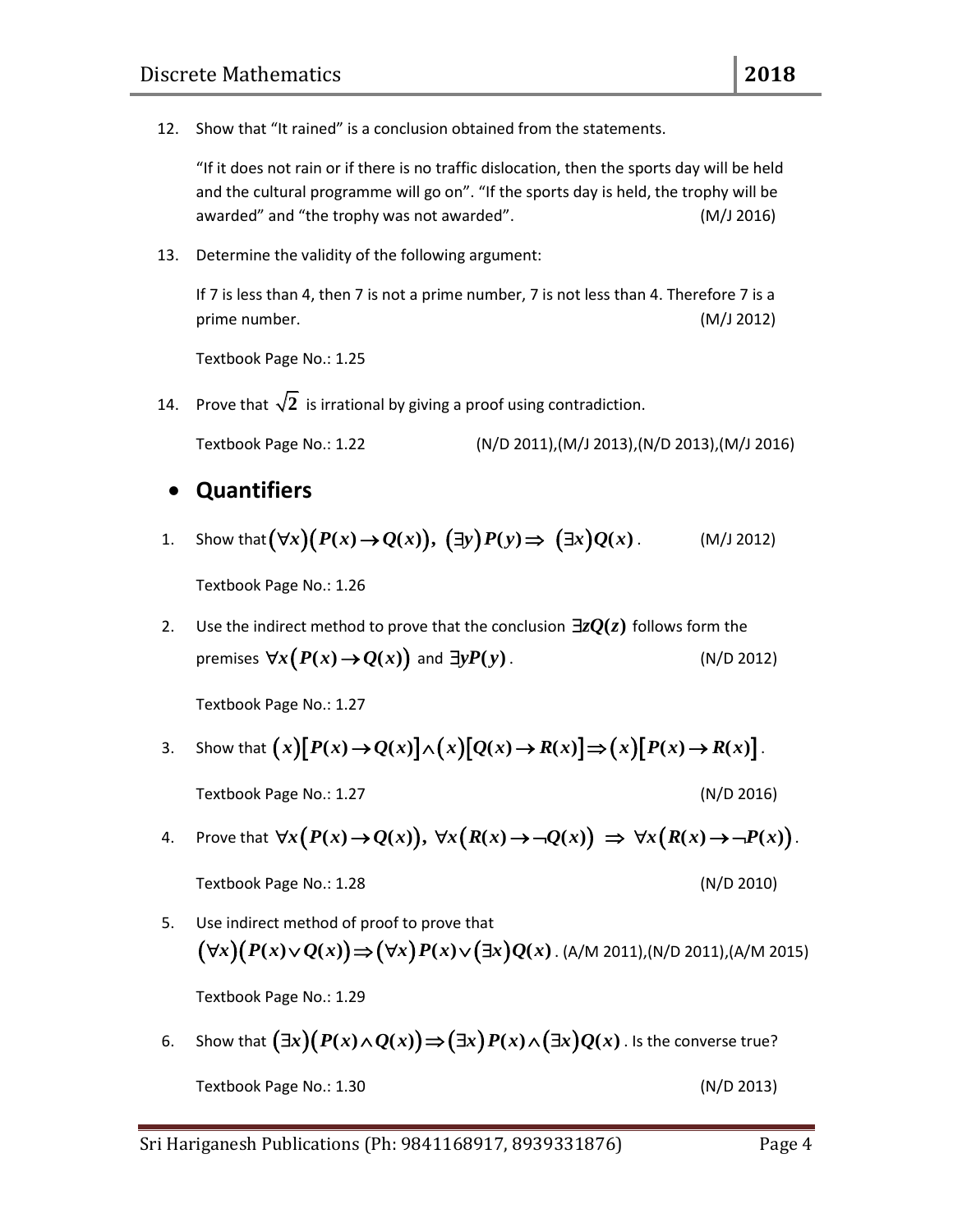12. Show that "It rained" is a conclusion obtained from the statements.

    "If it does not rain or if there is no traffic dislocation, then the sports day will be held and the cultural programme will go on". "If the sports day is held, the trophy will be awarded" and "the trophy was not awarded". (M/J 2016)

13. Determine the validity of the following argument:

    If 7 is less than 4, then 7 is not a prime number, 7 is not less than 4. Therefore 7 is a prime number. (M/J 2012)

    Textbook Page No.: 1.25

14. Prove that $\sqrt{2}$ is irrational by giving a proof using contradiction.

    Textbook Page No.: 1.22 (N/D 2011),(M/J 2013),(N/D 2013),(M/J 2016)

- ## Quantifiers

1. Show that $(\forall x)(P(x) \to Q(x)),\ (\exists y)P(y) \Rightarrow\ (\exists x)Q(x)$. (M/J 2012)

   Textbook Page No.: 1.26

2. Use the indirect method to prove that the conclusion $\exists z Q(z)$ follows form the premises $\forall x(P(x) \to Q(x))$ and $\exists y P(y)$. (N/D 2012)

   Textbook Page No.: 1.27

3. Show that $(x)[P(x) \to Q(x)] \wedge (x)[Q(x) \to R(x)] \Rightarrow (x)[P(x) \to R(x)]$.

   Textbook Page No.: 1.27 (N/D 2016)

4. Prove that $\forall x(P(x) \to Q(x)),\ \forall x(R(x) \to \neg Q(x))\ \Rightarrow\ \forall x(R(x) \to \neg P(x))$.

   Textbook Page No.: 1.28 (N/D 2010)

5. Use indirect method of proof to prove that $(\forall x)(P(x) \vee Q(x)) \Rightarrow (\forall x)P(x) \vee (\exists x)Q(x)$. (A/M 2011),(N/D 2011),(A/M 2015)

   Textbook Page No.: 1.29

6. Show that $(\exists x)(P(x) \wedge Q(x)) \Rightarrow (\exists x)P(x) \wedge (\exists x)Q(x)$. Is the converse true?

   Textbook Page No.: 1.30 (N/D 2013)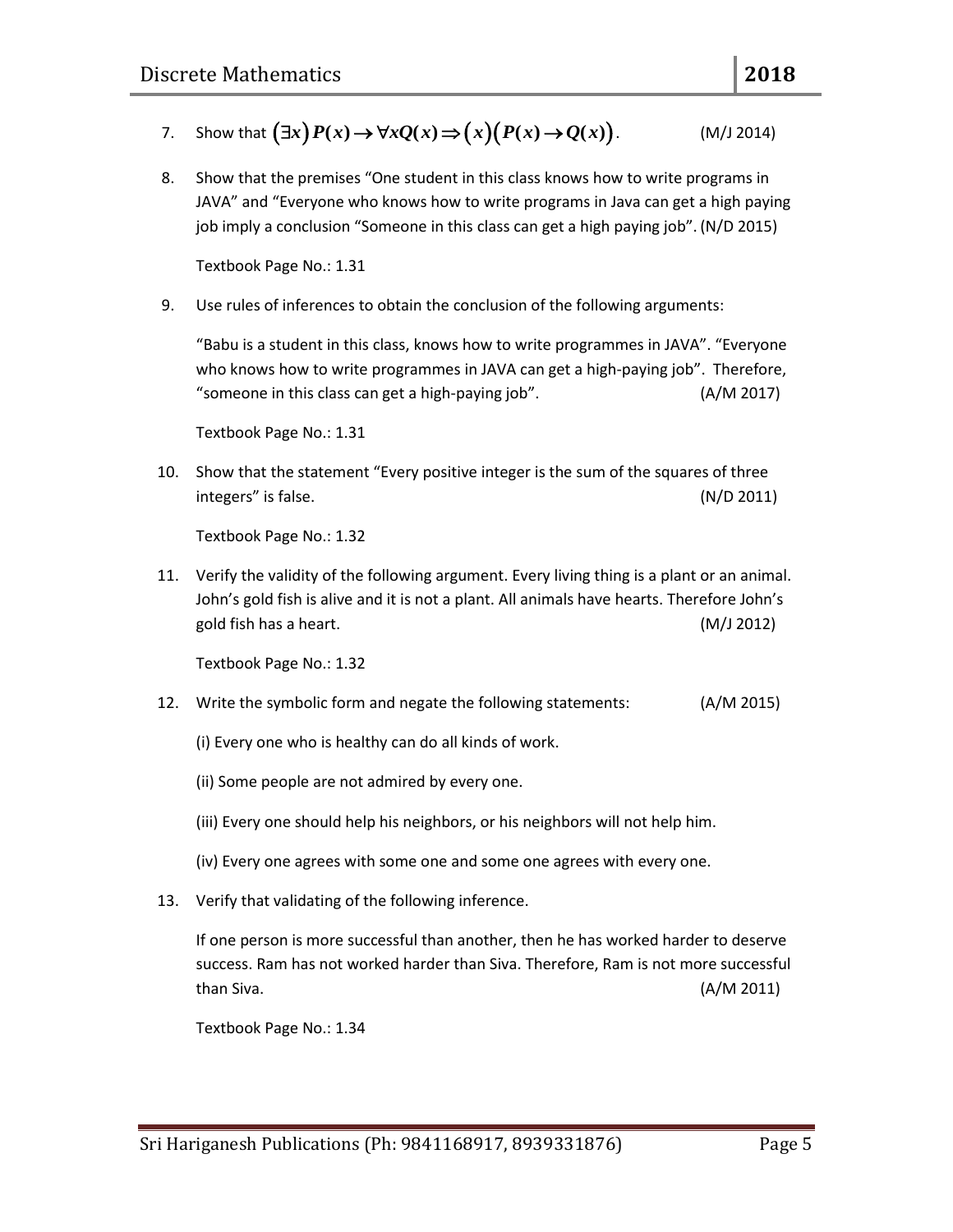7. Show that $(\exists x) P(x) \rightarrow \forall x Q(x) \Rightarrow (x)(P(x) \rightarrow Q(x))$. (M/J 2014)

8. Show that the premises “One student in this class knows how to write programs in JAVA” and “Everyone who knows how to write programs in Java can get a high paying job imply a conclusion “Someone in this class can get a high paying job”. (N/D 2015)

   Textbook Page No.: 1.31

9. Use rules of inferences to obtain the conclusion of the following arguments:

   “Babu is a student in this class, knows how to write programmes in JAVA”. “Everyone who knows how to write programmes in JAVA can get a high-paying job”. Therefore, “someone in this class can get a high-paying job”. (A/M 2017)

   Textbook Page No.: 1.31

10. Show that the statement “Every positive integer is the sum of the squares of three integers” is false. (N/D 2011)

    Textbook Page No.: 1.32

11. Verify the validity of the following argument. Every living thing is a plant or an animal. John’s gold fish is alive and it is not a plant. All animals have hearts. Therefore John’s gold fish has a heart. (M/J 2012)

    Textbook Page No.: 1.32

12. Write the symbolic form and negate the following statements: (A/M 2015)

    (i) Every one who is healthy can do all kinds of work.

    (ii) Some people are not admired by every one.

    (iii) Every one should help his neighbors, or his neighbors will not help him.

    (iv) Every one agrees with some one and some one agrees with every one.

13. Verify that validating of the following inference.

    If one person is more successful than another, then he has worked harder to deserve success. Ram has not worked harder than Siva. Therefore, Ram is not more successful than Siva. (A/M 2011)

    Textbook Page No.: 1.34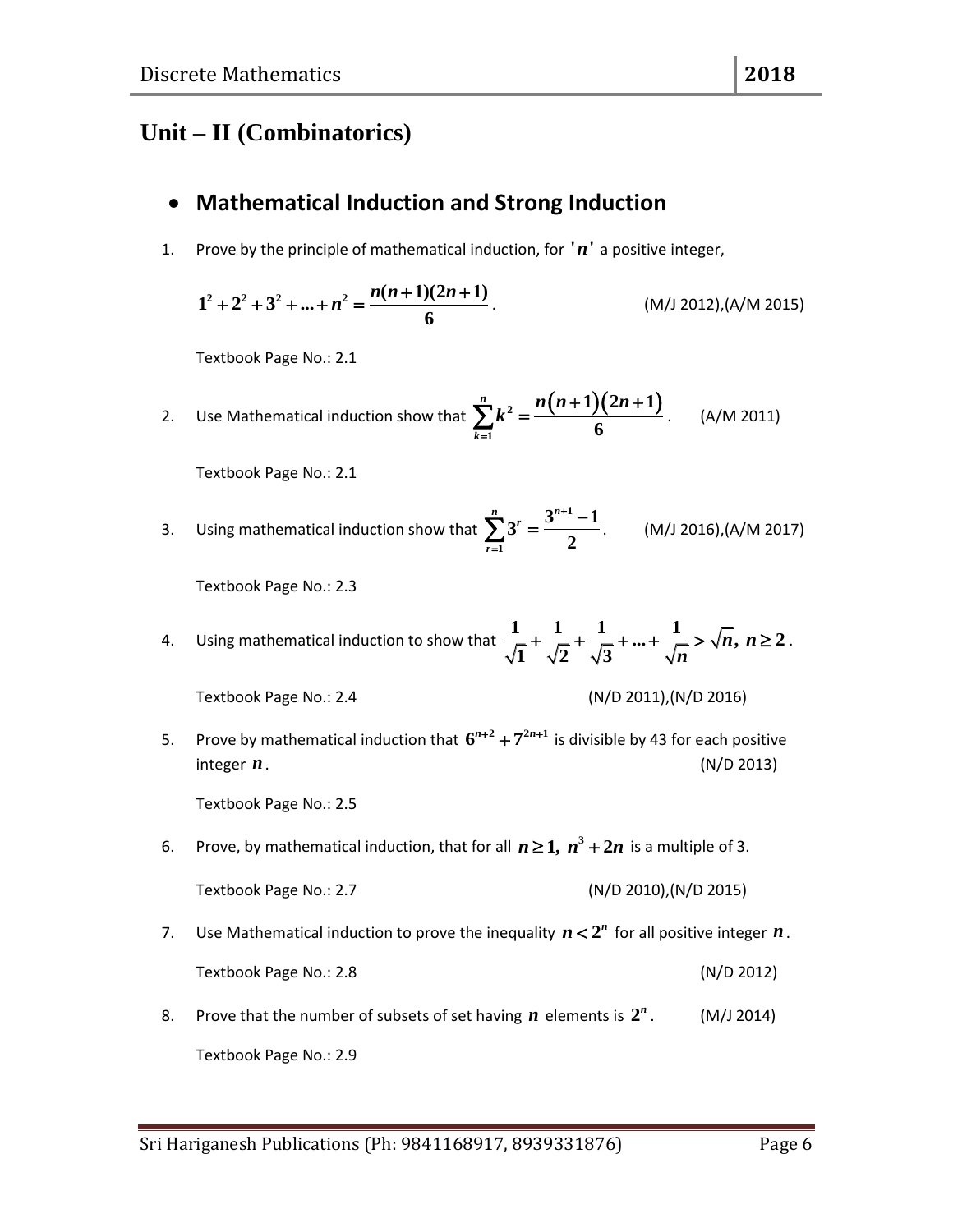# Unit – II (Combinatorics)

## Mathematical Induction and Strong Induction

1. Prove by the principle of mathematical induction, for $'n'$ a positive integer,

   $$1^2 + 2^2 + 3^2 + ... + n^2 = \frac{n(n+1)(2n+1)}{6}.$$ (M/J 2012),(A/M 2015)

   Textbook Page No.: 2.1

2. Use Mathematical induction show that $\sum_{k=1}^{n} k^2 = \frac{n(n+1)(2n+1)}{6}$. (A/M 2011)

   Textbook Page No.: 2.1

3. Using mathematical induction show that $\sum_{r=1}^{n} 3^r = \frac{3^{n+1}-1}{2}$. (M/J 2016),(A/M 2017)

   Textbook Page No.: 2.3

4. Using mathematical induction to show that $\frac{1}{\sqrt{1}} + \frac{1}{\sqrt{2}} + \frac{1}{\sqrt{3}} + ... + \frac{1}{\sqrt{n}} > \sqrt{n},\ n \geq 2$.

   Textbook Page No.: 2.4 (N/D 2011),(N/D 2016)

5. Prove by mathematical induction that $6^{n+2} + 7^{2n+1}$ is divisible by 43 for each positive integer $n$. (N/D 2013)

   Textbook Page No.: 2.5

6. Prove, by mathematical induction, that for all $n \geq 1,\ n^3 + 2n$ is a multiple of 3.

   Textbook Page No.: 2.7 (N/D 2010),(N/D 2015)

7. Use Mathematical induction to prove the inequality $n < 2^n$ for all positive integer $n$.

   Textbook Page No.: 2.8 (N/D 2012)

8. Prove that the number of subsets of set having $n$ elements is $2^n$. (M/J 2014)

   Textbook Page No.: 2.9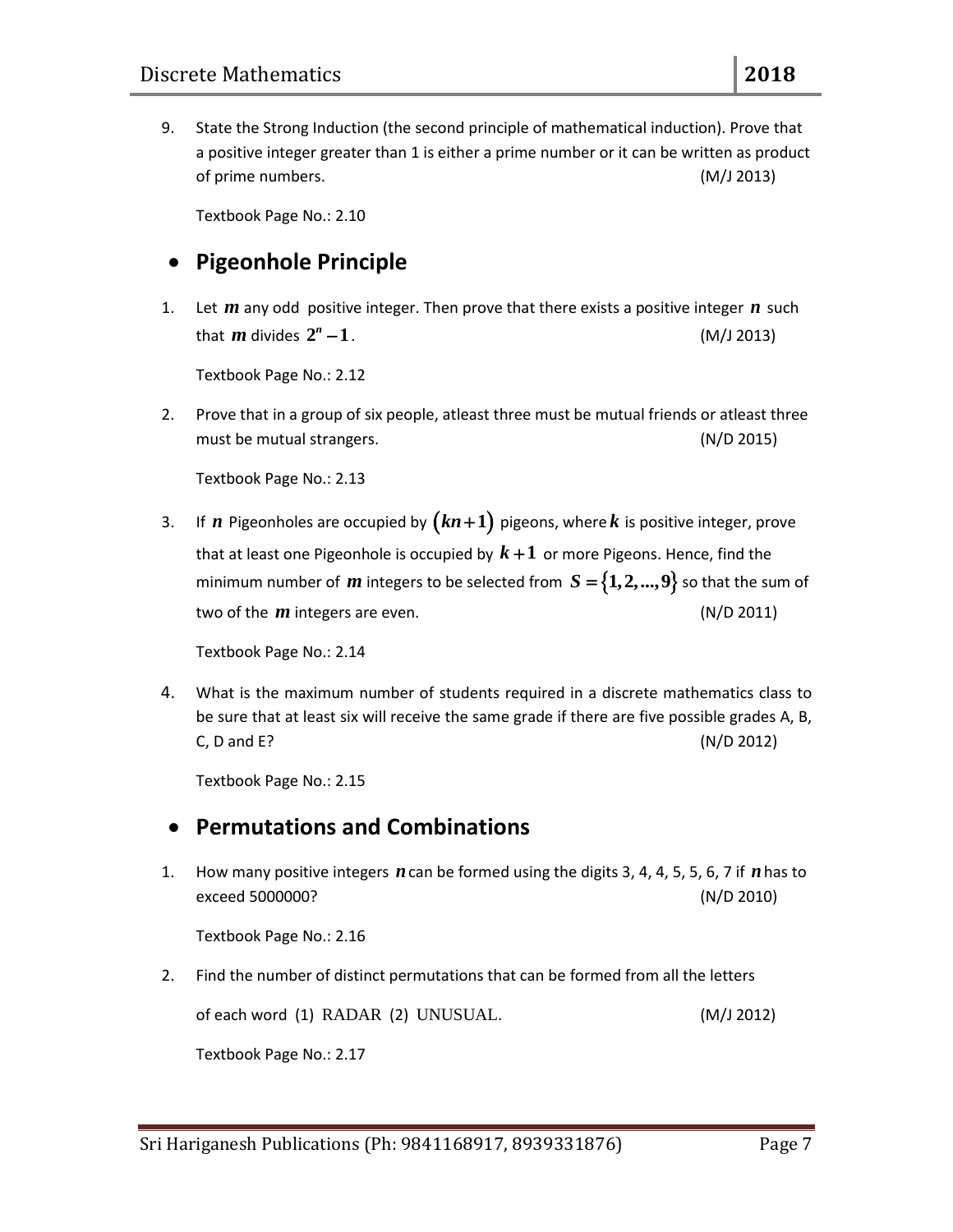9. State the Strong Induction (the second principle of mathematical induction). Prove that a positive integer greater than 1 is either a prime number or it can be written as product of prime numbers. (M/J 2013)

   Textbook Page No.: 2.10

## • Pigeonhole Principle

1. Let $m$ any odd positive integer. Then prove that there exists a positive integer $n$ such that $m$ divides $2^n - 1$. (M/J 2013)

   Textbook Page No.: 2.12

2. Prove that in a group of six people, atleast three must be mutual friends or atleast three must be mutual strangers. (N/D 2015)

   Textbook Page No.: 2.13

3. If $n$ Pigeonholes are occupied by $(kn+1)$ pigeons, where $k$ is positive integer, prove that at least one Pigeonhole is occupied by $k+1$ or more Pigeons. Hence, find the minimum number of $m$ integers to be selected from $S = \{1, 2, ..., 9\}$ so that the sum of two of the $m$ integers are even. (N/D 2011)

   Textbook Page No.: 2.14

4. What is the maximum number of students required in a discrete mathematics class to be sure that at least six will receive the same grade if there are five possible grades A, B, C, D and E? (N/D 2012)

   Textbook Page No.: 2.15

## • Permutations and Combinations

1. How many positive integers $n$ can be formed using the digits 3, 4, 4, 5, 5, 6, 7 if $n$ has to exceed 5000000? (N/D 2010)

   Textbook Page No.: 2.16

2. Find the number of distinct permutations that can be formed from all the letters of each word (1) RADAR (2) UNUSUAL. (M/J 2012)

   Textbook Page No.: 2.17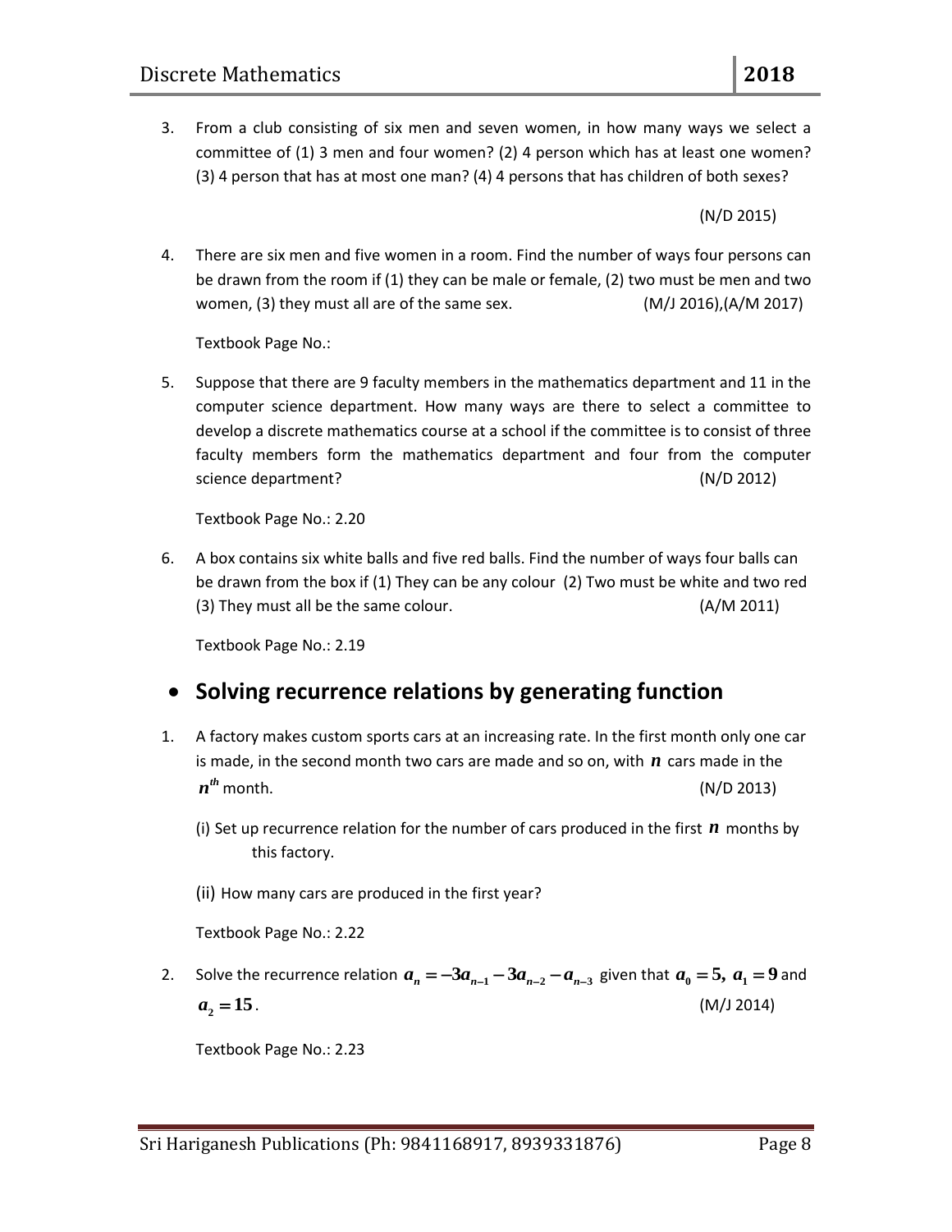3. From a club consisting of six men and seven women, in how many ways we select a committee of (1) 3 men and four women? (2) 4 person which has at least one women? (3) 4 person that has at most one man? (4) 4 persons that has children of both sexes?

   (N/D 2015)

4. There are six men and five women in a room. Find the number of ways four persons can be drawn from the room if (1) they can be male or female, (2) two must be men and two women, (3) they must all are of the same sex. (M/J 2016),(A/M 2017)

   Textbook Page No.:

5. Suppose that there are 9 faculty members in the mathematics department and 11 in the computer science department. How many ways are there to select a committee to develop a discrete mathematics course at a school if the committee is to consist of three faculty members form the mathematics department and four from the computer science department? (N/D 2012)

   Textbook Page No.: 2.20

6. A box contains six white balls and five red balls. Find the number of ways four balls can be drawn from the box if (1) They can be any colour (2) Two must be white and two red (3) They must all be the same colour. (A/M 2011)

   Textbook Page No.: 2.19

## • Solving recurrence relations by generating function

1. A factory makes custom sports cars at an increasing rate. In the first month only one car is made, in the second month two cars are made and so on, with $n$ cars made in the $n^{th}$ month. (N/D 2013)

   (i) Set up recurrence relation for the number of cars produced in the first $n$ months by this factory.

   (ii) How many cars are produced in the first year?

   Textbook Page No.: 2.22

2. Solve the recurrence relation $a_n = -3a_{n-1} - 3a_{n-2} - a_{n-3}$ given that $a_0 = 5,\ a_1 = 9$ and $a_2 = 15$. (M/J 2014)

   Textbook Page No.: 2.23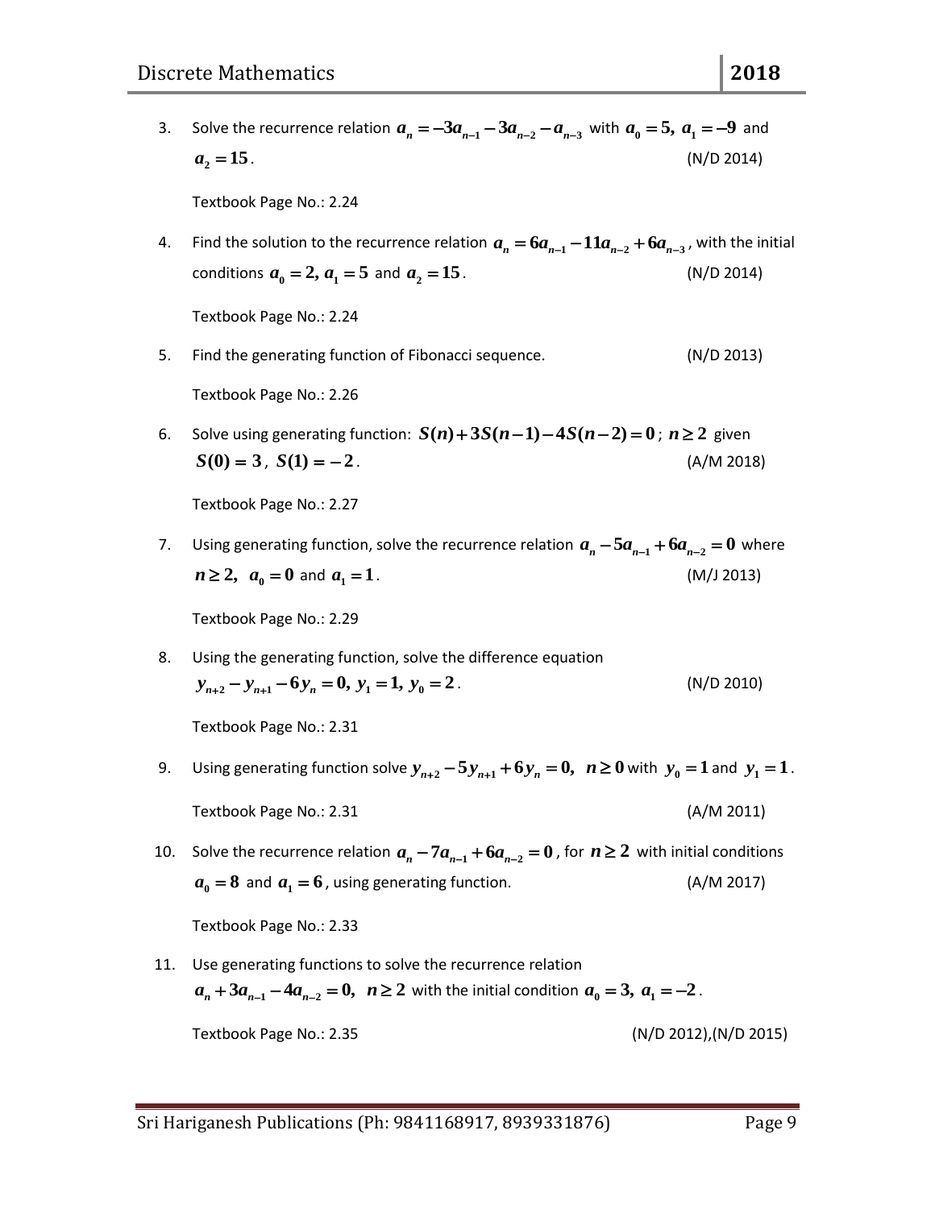3. Solve the recurrence relation $a_n = -3a_{n-1} - 3a_{n-2} - a_{n-3}$ with $a_0 = 5,\ a_1 = -9$ and $a_2 = 15$. (N/D 2014)

   Textbook Page No.: 2.24

4. Find the solution to the recurrence relation $a_n = 6a_{n-1} - 11a_{n-2} + 6a_{n-3}$, with the initial conditions $a_0 = 2,\ a_1 = 5$ and $a_2 = 15$. (N/D 2014)

   Textbook Page No.: 2.24

5. Find the generating function of Fibonacci sequence. (N/D 2013)

   Textbook Page No.: 2.26

6. Solve using generating function: $S(n) + 3S(n-1) - 4S(n-2) = 0$; $n \geq 2$ given $S(0) = 3$, $S(1) = -2$. (A/M 2018)

   Textbook Page No.: 2.27

7. Using generating function, solve the recurrence relation $a_n - 5a_{n-1} + 6a_{n-2} = 0$ where $n \geq 2,\ \ a_0 = 0$ and $a_1 = 1$. (M/J 2013)

   Textbook Page No.: 2.29

8. Using the generating function, solve the difference equation $y_{n+2} - y_{n+1} - 6y_n = 0,\ y_1 = 1,\ y_0 = 2$. (N/D 2010)

   Textbook Page No.: 2.31

9. Using generating function solve $y_{n+2} - 5y_{n+1} + 6y_n = 0,\ \ n \geq 0$ with $y_0 = 1$ and $y_1 = 1$.

   Textbook Page No.: 2.31 (A/M 2011)

10. Solve the recurrence relation $a_n - 7a_{n-1} + 6a_{n-2} = 0$, for $n \geq 2$ with initial conditions $a_0 = 8$ and $a_1 = 6$, using generating function. (A/M 2017)

    Textbook Page No.: 2.33

11. Use generating functions to solve the recurrence relation $a_n + 3a_{n-1} - 4a_{n-2} = 0,\ \ n \geq 2$ with the initial condition $a_0 = 3,\ a_1 = -2$.

    Textbook Page No.: 2.35 (N/D 2012),(N/D 2015)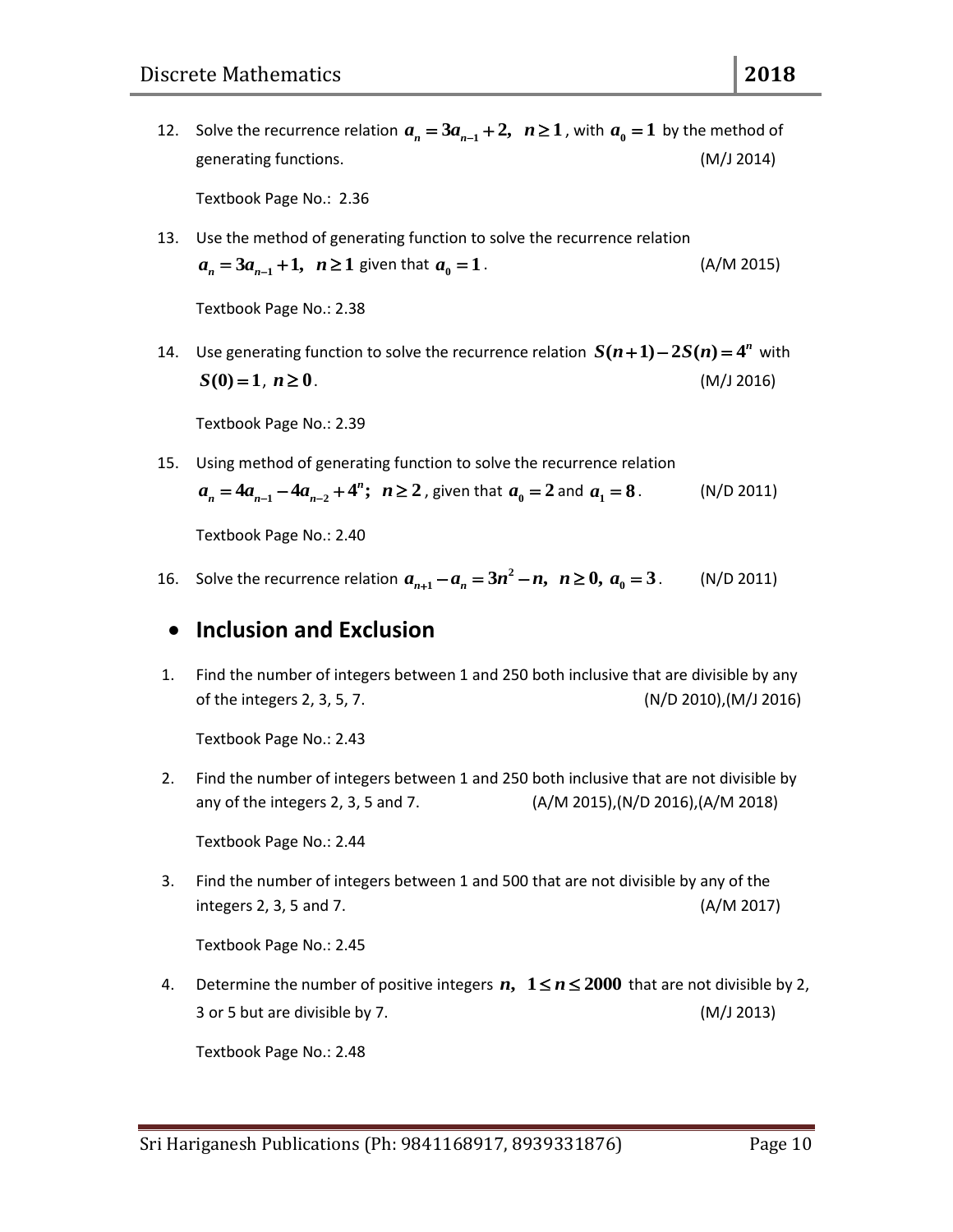12. Solve the recurrence relation $a_n = 3a_{n-1} + 2, \;\; n \geq 1$, with $a_0 = 1$ by the method of generating functions. (M/J 2014)

    Textbook Page No.: 2.36

13. Use the method of generating function to solve the recurrence relation $a_n = 3a_{n-1} + 1, \;\; n \geq 1$ given that $a_0 = 1$. (A/M 2015)

    Textbook Page No.: 2.38

14. Use generating function to solve the recurrence relation $S(n+1) - 2S(n) = 4^n$ with $S(0) = 1$, $n \geq 0$. (M/J 2016)

    Textbook Page No.: 2.39

15. Using method of generating function to solve the recurrence relation $a_n = 4a_{n-1} - 4a_{n-2} + 4^n; \;\; n \geq 2$, given that $a_0 = 2$ and $a_1 = 8$. (N/D 2011)

    Textbook Page No.: 2.40

16. Solve the recurrence relation $a_{n+1} - a_n = 3n^2 - n, \;\; n \geq 0, \; a_0 = 3$. (N/D 2011)

- ## Inclusion and Exclusion

1. Find the number of integers between 1 and 250 both inclusive that are divisible by any of the integers 2, 3, 5, 7. (N/D 2010),(M/J 2016)

    Textbook Page No.: 2.43

2. Find the number of integers between 1 and 250 both inclusive that are not divisible by any of the integers 2, 3, 5 and 7. (A/M 2015),(N/D 2016),(A/M 2018)

    Textbook Page No.: 2.44

3. Find the number of integers between 1 and 500 that are not divisible by any of the integers 2, 3, 5 and 7. (A/M 2017)

    Textbook Page No.: 2.45

4. Determine the number of positive integers $n, \;\; 1 \leq n \leq 2000$ that are not divisible by 2, 3 or 5 but are divisible by 7. (M/J 2013)

    Textbook Page No.: 2.48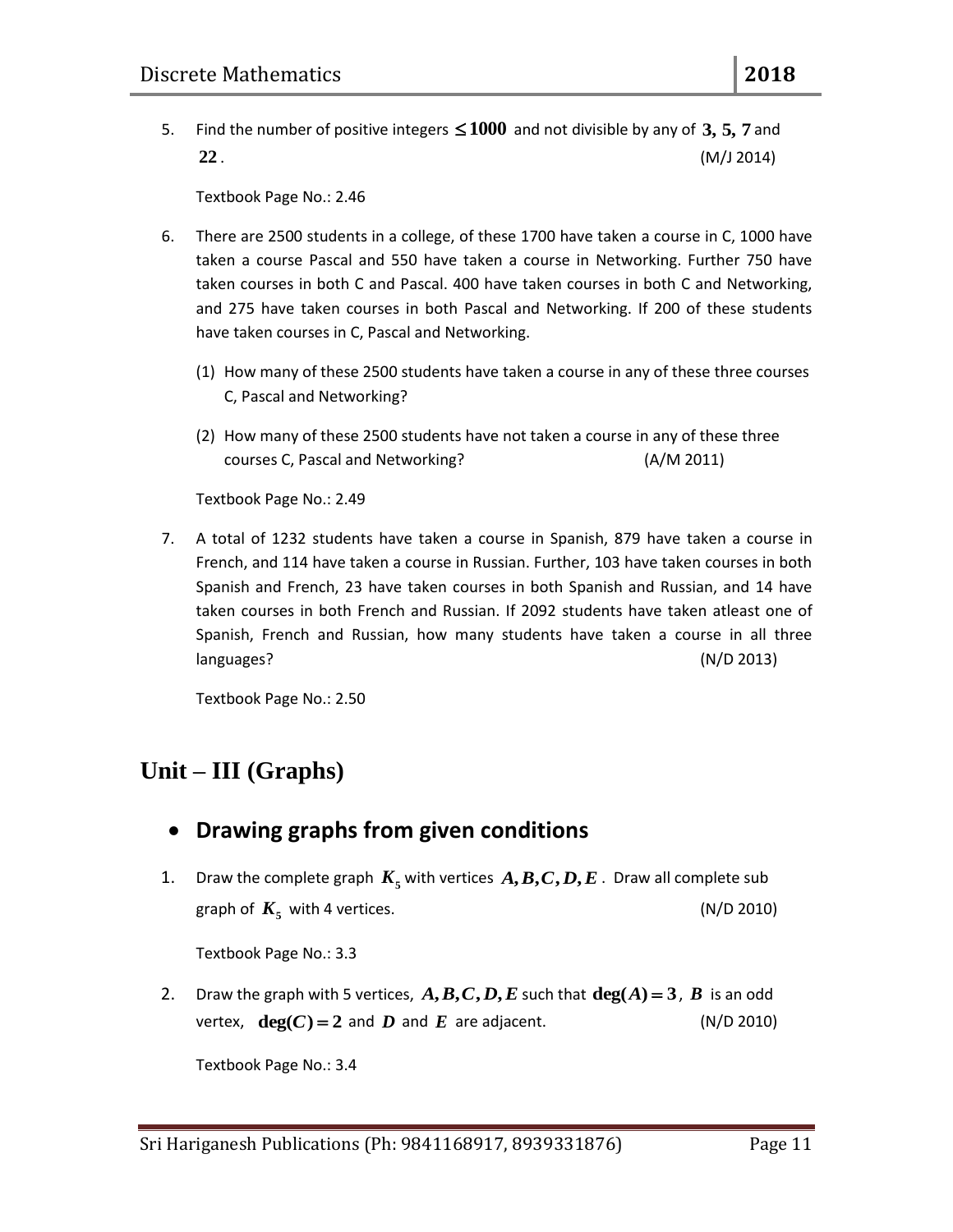5. Find the number of positive integers $\leq 1000$ and not divisible by any of $3, 5, 7$ and $22$. (M/J 2014)

   Textbook Page No.: 2.46

6. There are 2500 students in a college, of these 1700 have taken a course in C, 1000 have taken a course Pascal and 550 have taken a course in Networking. Further 750 have taken courses in both C and Pascal. 400 have taken courses in both C and Networking, and 275 have taken courses in both Pascal and Networking. If 200 of these students have taken courses in C, Pascal and Networking.

   (1) How many of these 2500 students have taken a course in any of these three courses C, Pascal and Networking?

   (2) How many of these 2500 students have not taken a course in any of these three courses C, Pascal and Networking? (A/M 2011)

   Textbook Page No.: 2.49

7. A total of 1232 students have taken a course in Spanish, 879 have taken a course in French, and 114 have taken a course in Russian. Further, 103 have taken courses in both Spanish and French, 23 have taken courses in both Spanish and Russian, and 14 have taken courses in both French and Russian. If 2092 students have taken atleast one of Spanish, French and Russian, how many students have taken a course in all three languages? (N/D 2013)

   Textbook Page No.: 2.50

# Unit – III (Graphs)

## • Drawing graphs from given conditions

1. Draw the complete graph $K_5$ with vertices $A, B, C, D, E$. Draw all complete sub graph of $K_5$ with 4 vertices. (N/D 2010)

   Textbook Page No.: 3.3

2. Draw the graph with 5 vertices, $A, B, C, D, E$ such that $\deg(A) = 3$, $B$ is an odd vertex, $\deg(C) = 2$ and $D$ and $E$ are adjacent. (N/D 2010)

   Textbook Page No.: 3.4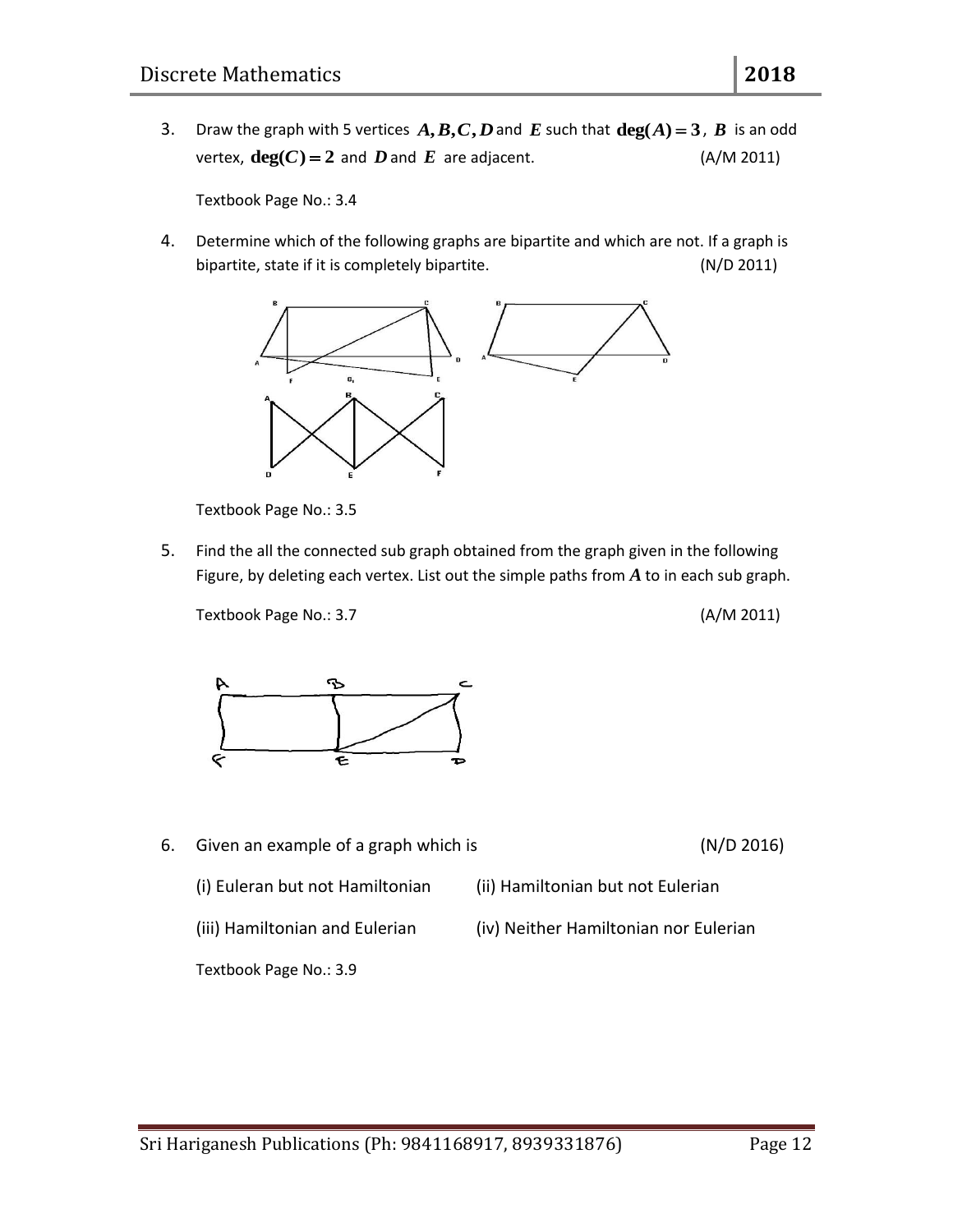3. Draw the graph with 5 vertices $A, B, C, D$ and $E$ such that $\deg(A) = 3$, $B$ is an odd vertex, $\deg(C) = 2$ and $D$ and $E$ are adjacent. (A/M 2011)

   Textbook Page No.: 3.4

4. Determine which of the following graphs are bipartite and which are not. If a graph is bipartite, state if it is completely bipartite. (N/D 2011)

   Textbook Page No.: 3.5

5. Find the all the connected sub graph obtained from the graph given in the following Figure, by deleting each vertex. List out the simple paths from $A$ to in each sub graph.

   Textbook Page No.: 3.7 (A/M 2011)

6. Given an example of a graph which is (N/D 2016)

   (i) Euleran but not Hamiltonian (ii) Hamiltonian but not Eulerian

   (iii) Hamiltonian and Eulerian (iv) Neither Hamiltonian nor Eulerian

   Textbook Page No.: 3.9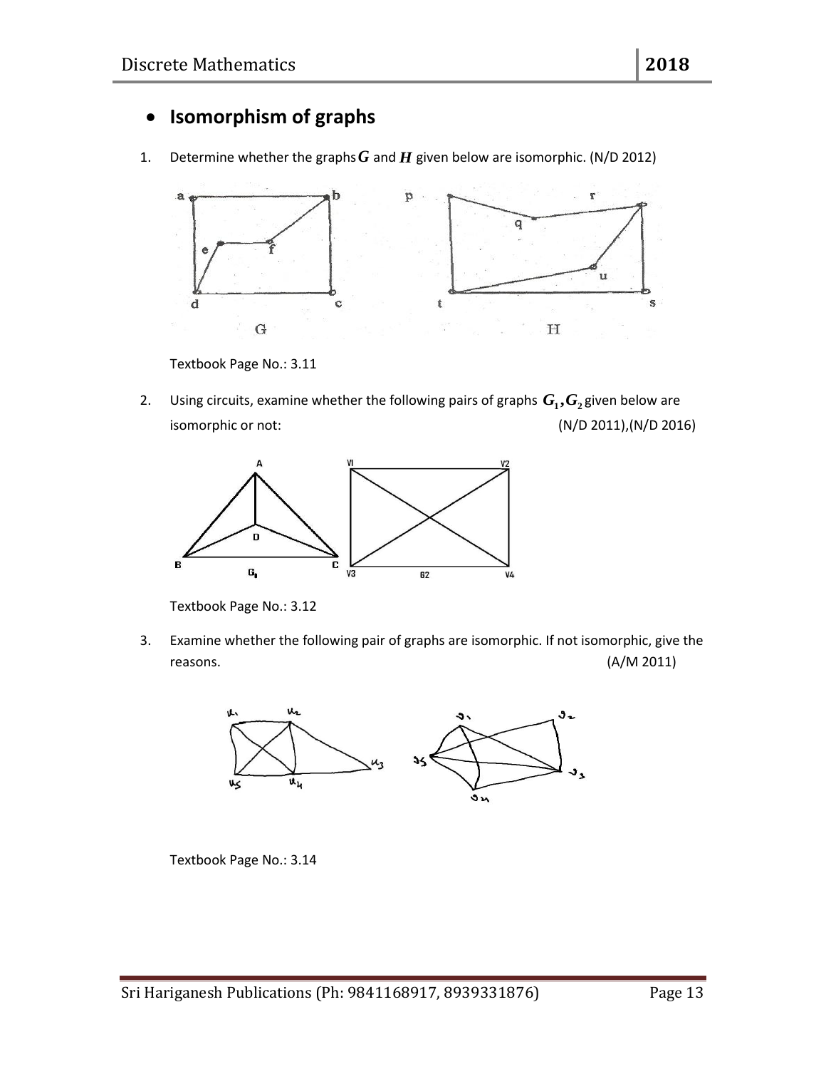- **Isomorphism of graphs**

1. Determine whether the graphs $G$ and $H$ given below are isomorphic. (N/D 2012)

   Textbook Page No.: 3.11

2. Using circuits, examine whether the following pairs of graphs $G_1, G_2$ given below are isomorphic or not: (N/D 2011),(N/D 2016)

   Textbook Page No.: 3.12

3. Examine whether the following pair of graphs are isomorphic. If not isomorphic, give the reasons. (A/M 2011)

   Textbook Page No.: 3.14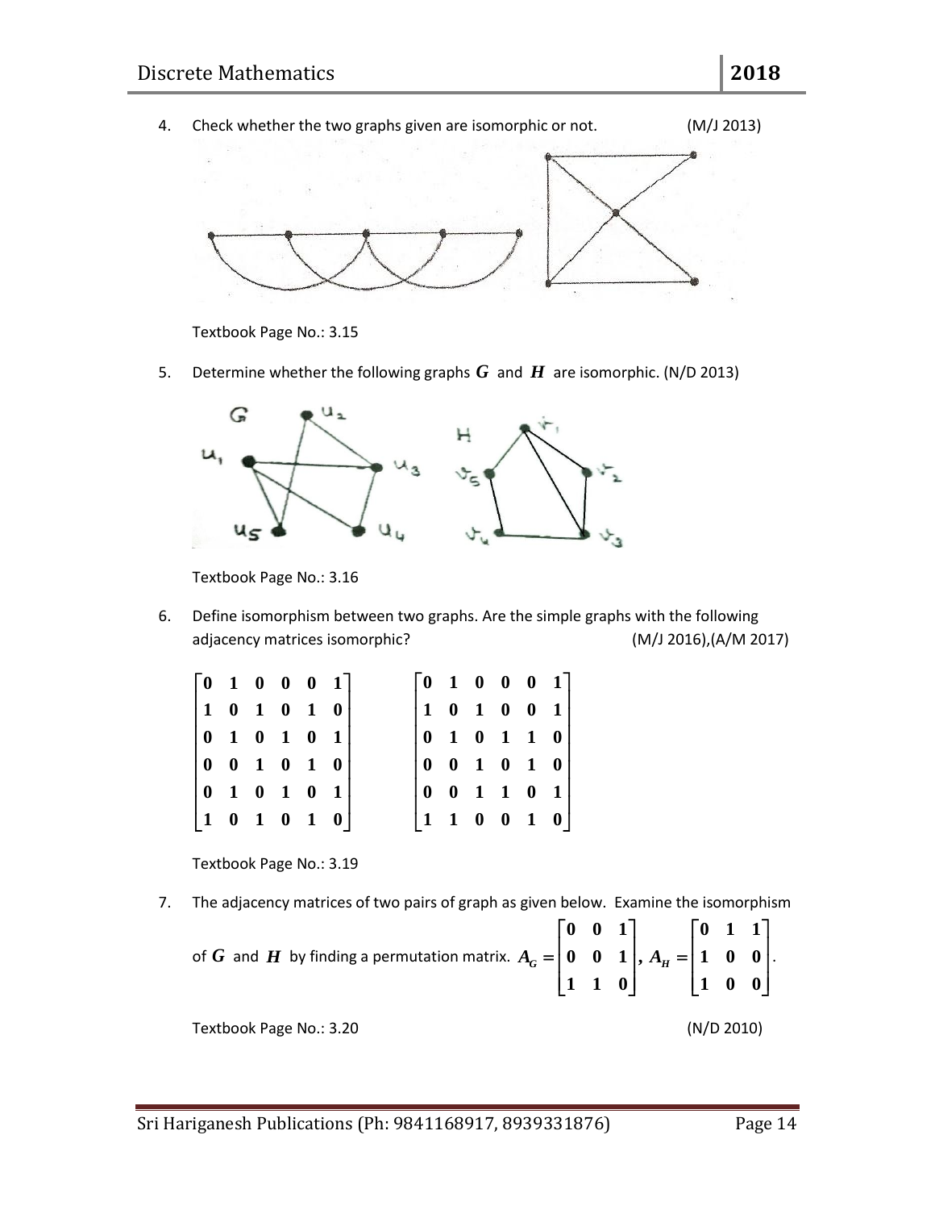4. Check whether the two graphs given are isomorphic or not. (M/J 2013)

   Textbook Page No.: 3.15

5. Determine whether the following graphs $G$ and $H$ are isomorphic. (N/D 2013)

   Textbook Page No.: 3.16

6. Define isomorphism between two graphs. Are the simple graphs with the following adjacency matrices isomorphic? (M/J 2016),(A/M 2017)

$$\begin{bmatrix} 0 & 1 & 0 & 0 & 0 & 1 \\ 1 & 0 & 1 & 0 & 1 & 0 \\ 0 & 1 & 0 & 1 & 0 & 1 \\ 0 & 0 & 1 & 0 & 1 & 0 \\ 0 & 1 & 0 & 1 & 0 & 1 \\ 1 & 0 & 1 & 0 & 1 & 0 \end{bmatrix} \qquad \begin{bmatrix} 0 & 1 & 0 & 0 & 0 & 1 \\ 1 & 0 & 1 & 0 & 0 & 1 \\ 0 & 1 & 0 & 1 & 1 & 0 \\ 0 & 0 & 1 & 0 & 1 & 0 \\ 0 & 0 & 1 & 1 & 0 & 1 \\ 1 & 1 & 0 & 0 & 1 & 0 \end{bmatrix}$$

   Textbook Page No.: 3.19

7. The adjacency matrices of two pairs of graph as given below. Examine the isomorphism of $G$ and $H$ by finding a permutation matrix. $A_G = \begin{bmatrix} 0 & 0 & 1 \\ 0 & 0 & 1 \\ 1 & 1 & 0 \end{bmatrix}$, $A_H = \begin{bmatrix} 0 & 1 & 1 \\ 1 & 0 & 0 \\ 1 & 0 & 0 \end{bmatrix}$.

   Textbook Page No.: 3.20 (N/D 2010)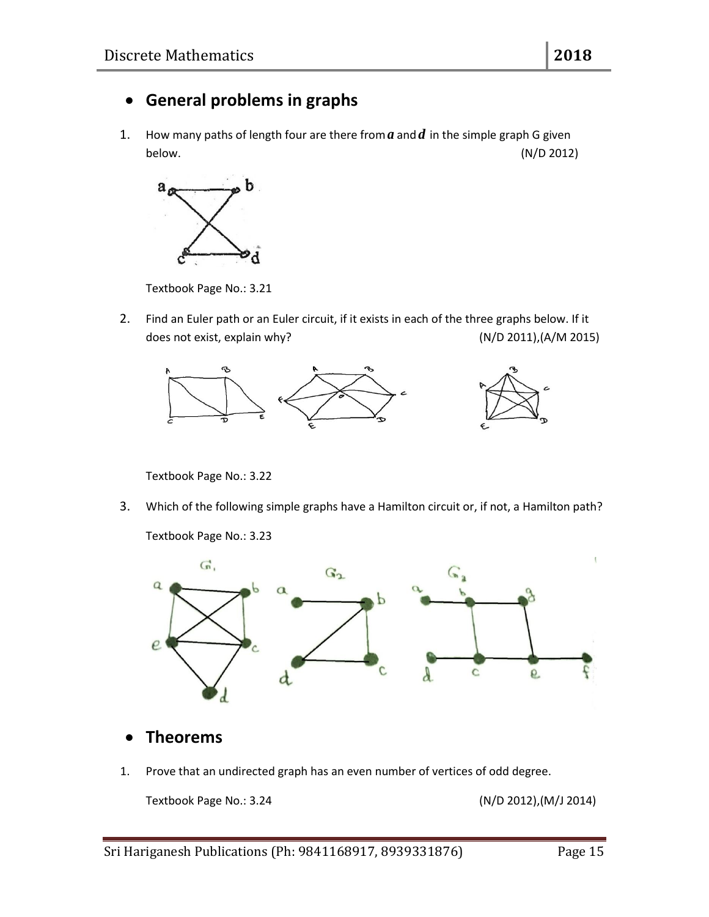- **General problems in graphs**

1. How many paths of length four are there from $a$ and $d$ in the simple graph G given below. (N/D 2012)

   Textbook Page No.: 3.21

2. Find an Euler path or an Euler circuit, if it exists in each of the three graphs below. If it does not exist, explain why? (N/D 2011),(A/M 2015)

   Textbook Page No.: 3.22

3. Which of the following simple graphs have a Hamilton circuit or, if not, a Hamilton path?

   Textbook Page No.: 3.23

- **Theorems**

1. Prove that an undirected graph has an even number of vertices of odd degree.

   Textbook Page No.: 3.24 (N/D 2012),(M/J 2014)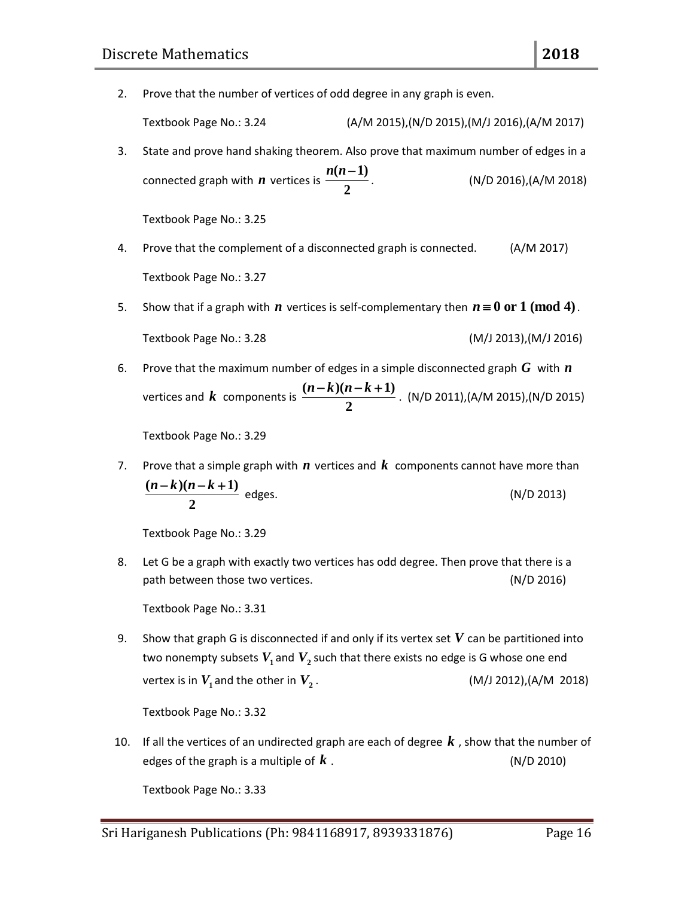2. Prove that the number of vertices of odd degree in any graph is even.

   Textbook Page No.: 3.24 (A/M 2015),(N/D 2015),(M/J 2016),(A/M 2017)

3. State and prove hand shaking theorem. Also prove that maximum number of edges in a connected graph with $n$ vertices is $\frac{n(n-1)}{2}$. (N/D 2016),(A/M 2018)

   Textbook Page No.: 3.25

4. Prove that the complement of a disconnected graph is connected. (A/M 2017)

   Textbook Page No.: 3.27

5. Show that if a graph with $n$ vertices is self-complementary then $n \equiv 0 \text{ or } 1 \pmod 4$.

   Textbook Page No.: 3.28 (M/J 2013),(M/J 2016)

6. Prove that the maximum number of edges in a simple disconnected graph $G$ with $n$ vertices and $k$ components is $\frac{(n-k)(n-k+1)}{2}$. (N/D 2011),(A/M 2015),(N/D 2015)

   Textbook Page No.: 3.29

7. Prove that a simple graph with $n$ vertices and $k$ components cannot have more than $\frac{(n-k)(n-k+1)}{2}$ edges. (N/D 2013)

   Textbook Page No.: 3.29

8. Let G be a graph with exactly two vertices has odd degree. Then prove that there is a path between those two vertices. (N/D 2016)

   Textbook Page No.: 3.31

9. Show that graph G is disconnected if and only if its vertex set $V$ can be partitioned into two nonempty subsets $V_1$ and $V_2$ such that there exists no edge is G whose one end vertex is in $V_1$ and the other in $V_2$. (M/J 2012),(A/M 2018)

   Textbook Page No.: 3.32

10. If all the vertices of an undirected graph are each of degree $k$, show that the number of edges of the graph is a multiple of $k$. (N/D 2010)

    Textbook Page No.: 3.33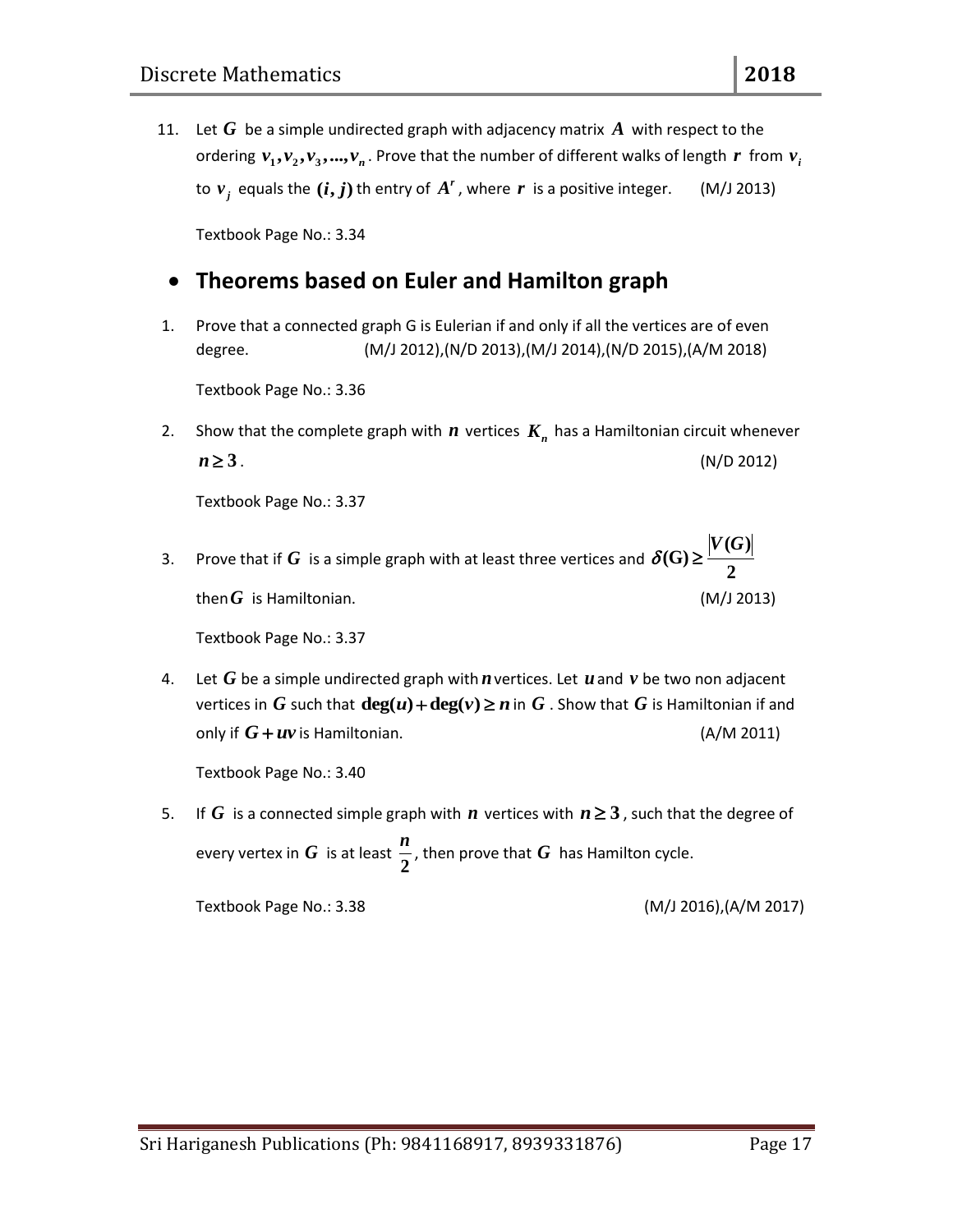11. Let $G$ be a simple undirected graph with adjacency matrix $A$ with respect to the ordering $v_1, v_2, v_3, ..., v_n$. Prove that the number of different walks of length $r$ from $v_i$ to $v_j$ equals the $(i, j)$th entry of $A^r$, where $r$ is a positive integer. (M/J 2013)

    Textbook Page No.: 3.34

## • Theorems based on Euler and Hamilton graph

1. Prove that a connected graph G is Eulerian if and only if all the vertices are of even degree. (M/J 2012),(N/D 2013),(M/J 2014),(N/D 2015),(A/M 2018)

    Textbook Page No.: 3.36

2. Show that the complete graph with $n$ vertices $K_n$ has a Hamiltonian circuit whenever $n \geq 3$. (N/D 2012)

    Textbook Page No.: 3.37

3. Prove that if $G$ is a simple graph with at least three vertices and $\delta(\mathbf{G}) \geq \frac{|V(G)|}{2}$ then $G$ is Hamiltonian. (M/J 2013)

    Textbook Page No.: 3.37

4. Let $G$ be a simple undirected graph with $n$ vertices. Let $u$ and $v$ be two non adjacent vertices in $G$ such that $\deg(u) + \deg(v) \geq n$ in $G$. Show that $G$ is Hamiltonian if and only if $G + uv$ is Hamiltonian. (A/M 2011)

    Textbook Page No.: 3.40

5. If $G$ is a connected simple graph with $n$ vertices with $n \geq 3$, such that the degree of every vertex in $G$ is at least $\frac{n}{2}$, then prove that $G$ has Hamilton cycle.

    Textbook Page No.: 3.38 (M/J 2016),(A/M 2017)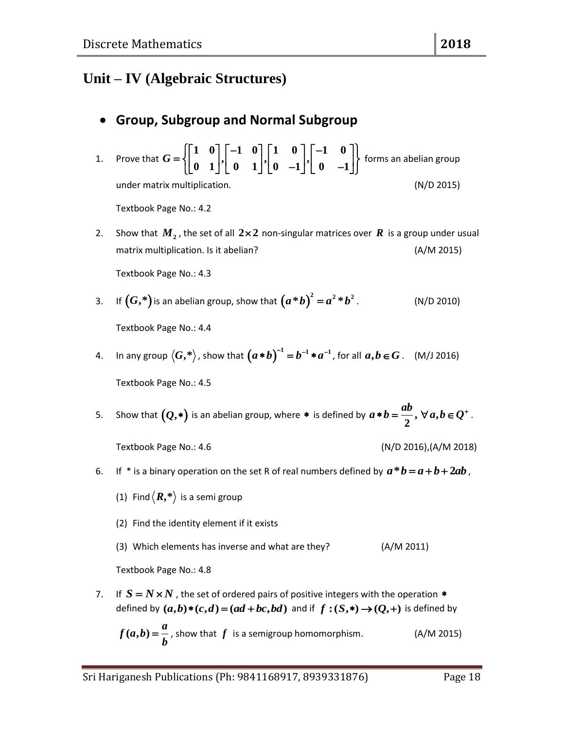## Unit – IV (Algebraic Structures)

- ### Group, Subgroup and Normal Subgroup

1. Prove that $G = \left\{ \begin{bmatrix} 1 & 0 \\ 0 & 1 \end{bmatrix}, \begin{bmatrix} -1 & 0 \\ 0 & 1 \end{bmatrix}, \begin{bmatrix} 1 & 0 \\ 0 & -1 \end{bmatrix}, \begin{bmatrix} -1 & 0 \\ 0 & -1 \end{bmatrix} \right\}$ forms an abelian group under matrix multiplication. (N/D 2015)

   Textbook Page No.: 4.2

2. Show that $M_2$, the set of all $2 \times 2$ non-singular matrices over $R$ is a group under usual matrix multiplication. Is it abelian? (A/M 2015)

   Textbook Page No.: 4.3

3. If $(G,*)$ is an abelian group, show that $(a*b)^2 = a^2 * b^2$. (N/D 2010)

   Textbook Page No.: 4.4

4. In any group $\langle G,* \rangle$, show that $(a*b)^{-1} = b^{-1} * a^{-1}$, for all $a, b \in G$. (M/J 2016)

   Textbook Page No.: 4.5

5. Show that $(Q,*)$ is an abelian group, where $*$ is defined by $a*b = \frac{ab}{2}, \forall a, b \in Q^+$.

   Textbook Page No.: 4.6 (N/D 2016),(A/M 2018)

6. If * is a binary operation on the set R of real numbers defined by $a*b = a+b+2ab$,

   (1) Find $\langle R,* \rangle$ is a semi group

   (2) Find the identity element if it exists

   (3) Which elements has inverse and what are they? (A/M 2011)

   Textbook Page No.: 4.8

7. If $S = N \times N$, the set of ordered pairs of positive integers with the operation $*$ defined by $(a,b)*(c,d) = (ad+bc, bd)$ and if $f:(S,*) \to (Q,+)$ is defined by $f(a,b) = \frac{a}{b}$, show that $f$ is a semigroup homomorphism. (A/M 2015)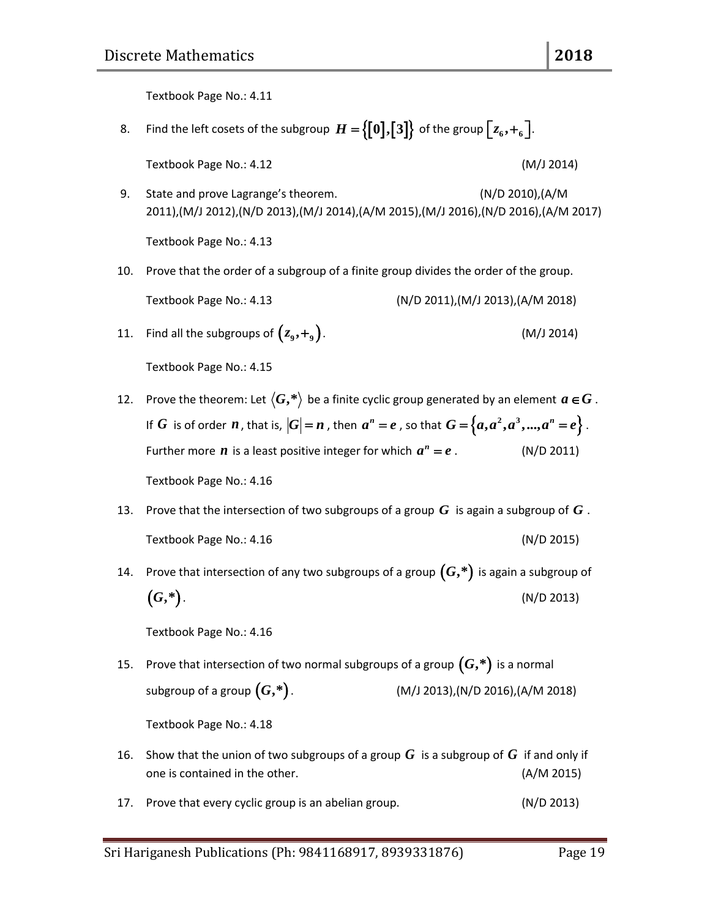Textbook Page No.: 4.11

8. Find the left cosets of the subgroup $H = \{[0],[3]\}$ of the group $[z_6, +_6]$.

   Textbook Page No.: 4.12 (M/J 2014)

9. State and prove Lagrange's theorem. (N/D 2010),(A/M 2011),(M/J 2012),(N/D 2013),(M/J 2014),(A/M 2015),(M/J 2016),(N/D 2016),(A/M 2017)

   Textbook Page No.: 4.13

10. Prove that the order of a subgroup of a finite group divides the order of the group.

    Textbook Page No.: 4.13 (N/D 2011),(M/J 2013),(A/M 2018)

11. Find all the subgroups of $(z_9, +_9)$. (M/J 2014)

    Textbook Page No.: 4.15

12. Prove the theorem: Let $\langle G, * \rangle$ be a finite cyclic group generated by an element $a \in G$. If $G$ is of order $n$, that is, $|G| = n$, then $a^n = e$, so that $G = \{a, a^2, a^3, \ldots, a^n = e\}$. Further more $n$ is a least positive integer for which $a^n = e$. (N/D 2011)

    Textbook Page No.: 4.16

13. Prove that the intersection of two subgroups of a group $G$ is again a subgroup of $G$.

    Textbook Page No.: 4.16 (N/D 2015)

14. Prove that intersection of any two subgroups of a group $(G, *)$ is again a subgroup of $(G, *)$. (N/D 2013)

    Textbook Page No.: 4.16

15. Prove that intersection of two normal subgroups of a group $(G, *)$ is a normal subgroup of a group $(G, *)$. (M/J 2013),(N/D 2016),(A/M 2018)

    Textbook Page No.: 4.18

16. Show that the union of two subgroups of a group $G$ is a subgroup of $G$ if and only if one is contained in the other. (A/M 2015)

17. Prove that every cyclic group is an abelian group. (N/D 2013)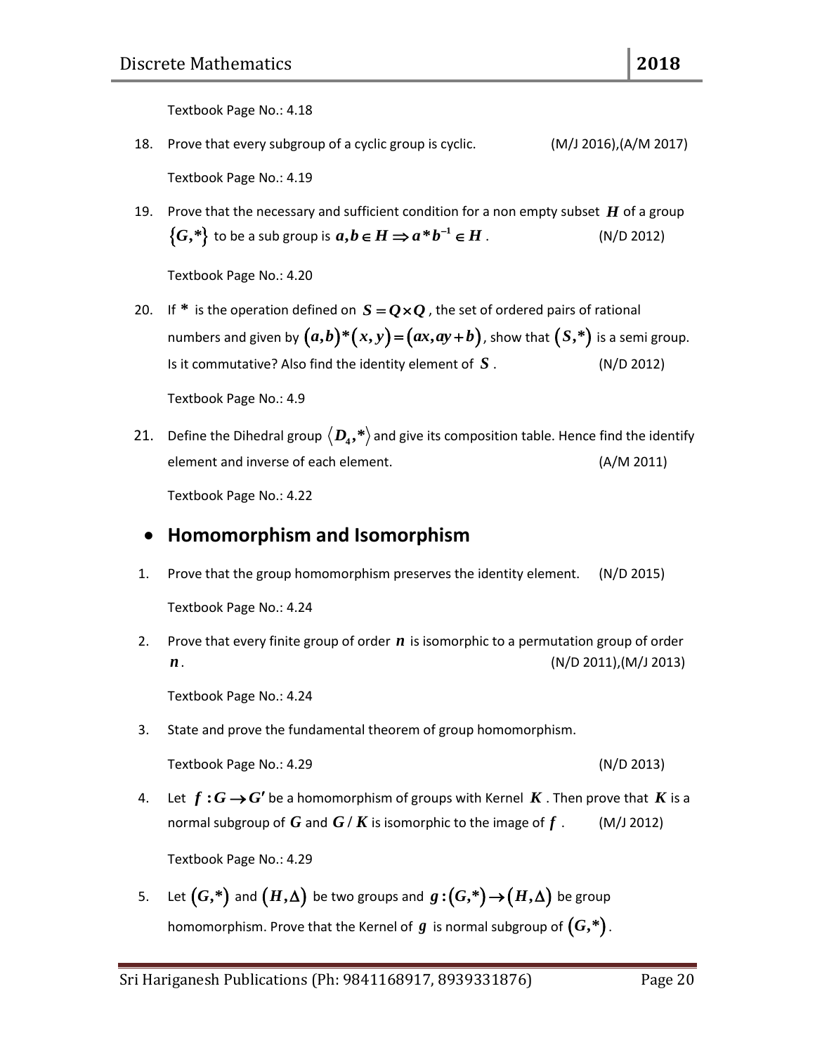Textbook Page No.: 4.18

18. Prove that every subgroup of a cyclic group is cyclic. (M/J 2016),(A/M 2017)

    Textbook Page No.: 4.19

19. Prove that the necessary and sufficient condition for a non empty subset $H$ of a group $\{G,*\}$ to be a sub group is $a,b \in H \Rightarrow a*b^{-1} \in H$. (N/D 2012)

    Textbook Page No.: 4.20

20. If $*$ is the operation defined on $S = Q \times Q$, the set of ordered pairs of rational numbers and given by $(a,b)*(x,y) = (ax, ay+b)$, show that $(S,*)$ is a semi group. Is it commutative? Also find the identity element of $S$. (N/D 2012)

    Textbook Page No.: 4.9

21. Define the Dihedral group $\langle D_4,* \rangle$ and give its composition table. Hence find the identify element and inverse of each element. (A/M 2011)

    Textbook Page No.: 4.22

- ## Homomorphism and Isomorphism

1. Prove that the group homomorphism preserves the identity element. (N/D 2015)

   Textbook Page No.: 4.24

2. Prove that every finite group of order $n$ is isomorphic to a permutation group of order $n$. (N/D 2011),(M/J 2013)

   Textbook Page No.: 4.24

3. State and prove the fundamental theorem of group homomorphism.

   Textbook Page No.: 4.29 (N/D 2013)

4. Let $f: G \to G'$ be a homomorphism of groups with Kernel $K$. Then prove that $K$ is a normal subgroup of $G$ and $G/K$ is isomorphic to the image of $f$. (M/J 2012)

   Textbook Page No.: 4.29

5. Let $(G,*)$ and $(H,\Delta)$ be two groups and $g:(G,*) \to (H,\Delta)$ be group homomorphism. Prove that the Kernel of $g$ is normal subgroup of $(G,*)$.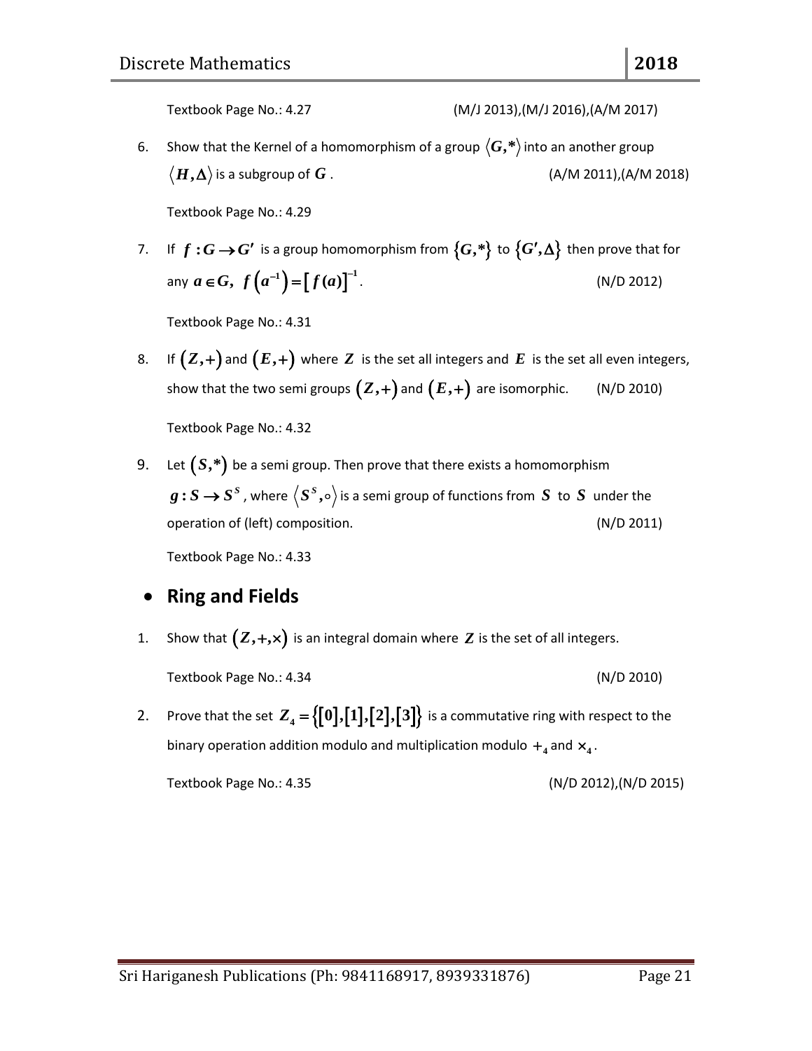Textbook Page No.: 4.27 (M/J 2013),(M/J 2016),(A/M 2017)

6. Show that the Kernel of a homomorphism of a group $\langle G,* \rangle$ into an another group $\langle H,\Delta \rangle$ is a subgroup of $G$. (A/M 2011),(A/M 2018)

   Textbook Page No.: 4.29

7. If $f : G \to G'$ is a group homomorphism from $\{G,*\}$ to $\{G',\Delta\}$ then prove that for any $a \in G,\ f\left(a^{-1}\right) = \left[f(a)\right]^{-1}$. (N/D 2012)

   Textbook Page No.: 4.31

8. If $(Z,+)$ and $(E,+)$ where $Z$ is the set all integers and $E$ is the set all even integers, show that the two semi groups $(Z,+)$ and $(E,+)$ are isomorphic. (N/D 2010)

   Textbook Page No.: 4.32

9. Let $(S,*)$ be a semi group. Then prove that there exists a homomorphism $g : S \to S^S$, where $\langle S^S, \circ \rangle$ is a semi group of functions from $S$ to $S$ under the operation of (left) composition. (N/D 2011)

   Textbook Page No.: 4.33

## • Ring and Fields

1. Show that $(Z,+,\times)$ is an integral domain where $Z$ is the set of all integers.

   Textbook Page No.: 4.34 (N/D 2010)

2. Prove that the set $Z_4 = \{[0],[1],[2],[3]\}$ is a commutative ring with respect to the binary operation addition modulo and multiplication modulo $+_4$ and $\times_4$.

   Textbook Page No.: 4.35 (N/D 2012),(N/D 2015)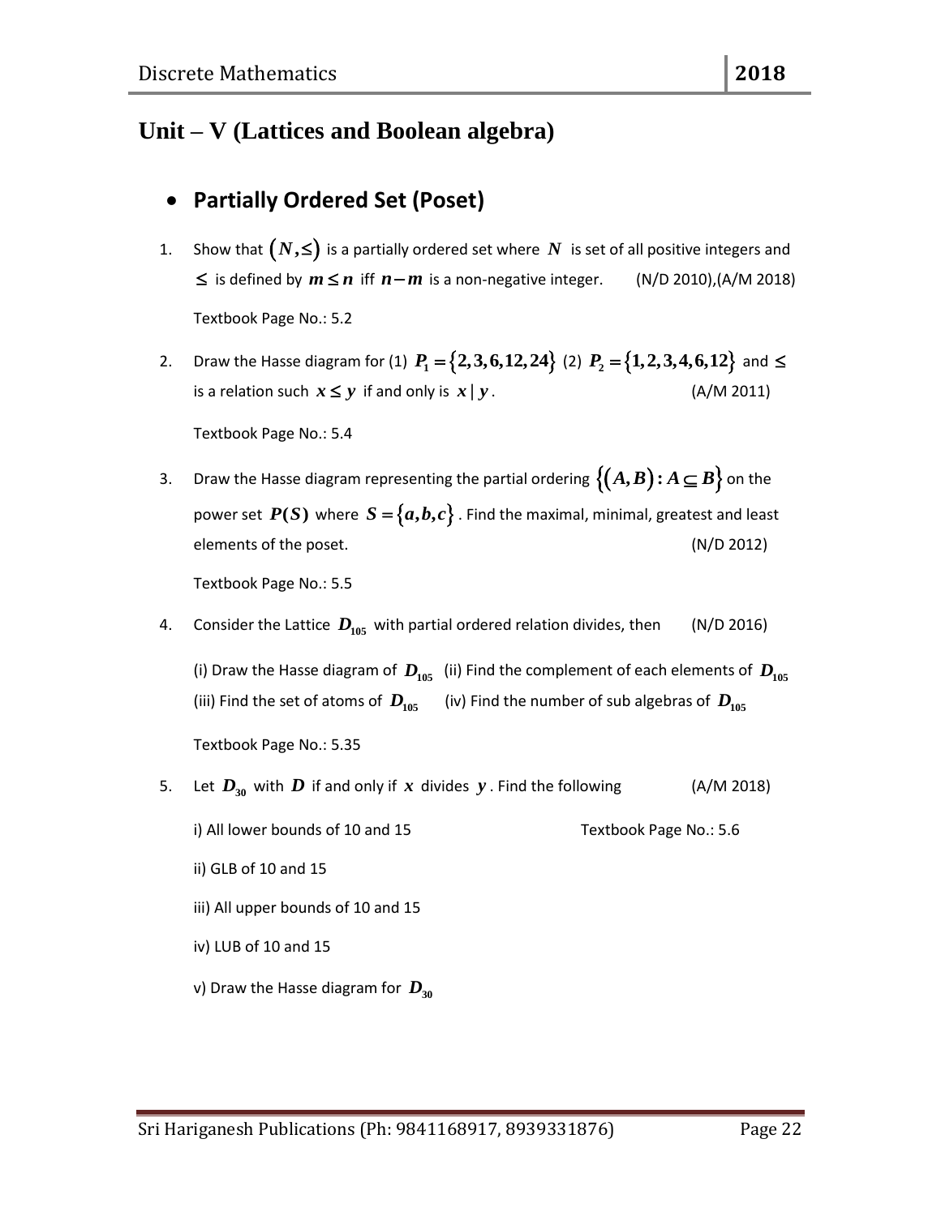# Unit – V (Lattices and Boolean algebra)

## Partially Ordered Set (Poset)

1. Show that $(N, \leq)$ is a partially ordered set where $N$ is set of all positive integers and $\leq$ is defined by $m \leq n$ iff $n - m$ is a non-negative integer. (N/D 2010),(A/M 2018)

   Textbook Page No.: 5.2

2. Draw the Hasse diagram for (1) $P_1 = \{2,3,6,12,24\}$ (2) $P_2 = \{1,2,3,4,6,12\}$ and $\leq$ is a relation such $x \leq y$ if and only is $x \mid y$. (A/M 2011)

   Textbook Page No.: 5.4

3. Draw the Hasse diagram representing the partial ordering $\{(A,B) : A \subseteq B\}$ on the power set $P(S)$ where $S = \{a,b,c\}$. Find the maximal, minimal, greatest and least elements of the poset. (N/D 2012)

   Textbook Page No.: 5.5

4. Consider the Lattice $D_{105}$ with partial ordered relation divides, then (N/D 2016)

   (i) Draw the Hasse diagram of $D_{105}$ (ii) Find the complement of each elements of $D_{105}$
   (iii) Find the set of atoms of $D_{105}$ (iv) Find the number of sub algebras of $D_{105}$

   Textbook Page No.: 5.35

5. Let $D_{30}$ with $D$ if and only if $x$ divides $y$. Find the following (A/M 2018)

   i) All lower bounds of 10 and 15 Textbook Page No.: 5.6

   ii) GLB of 10 and 15

   iii) All upper bounds of 10 and 15

   iv) LUB of 10 and 15

   v) Draw the Hasse diagram for $D_{30}$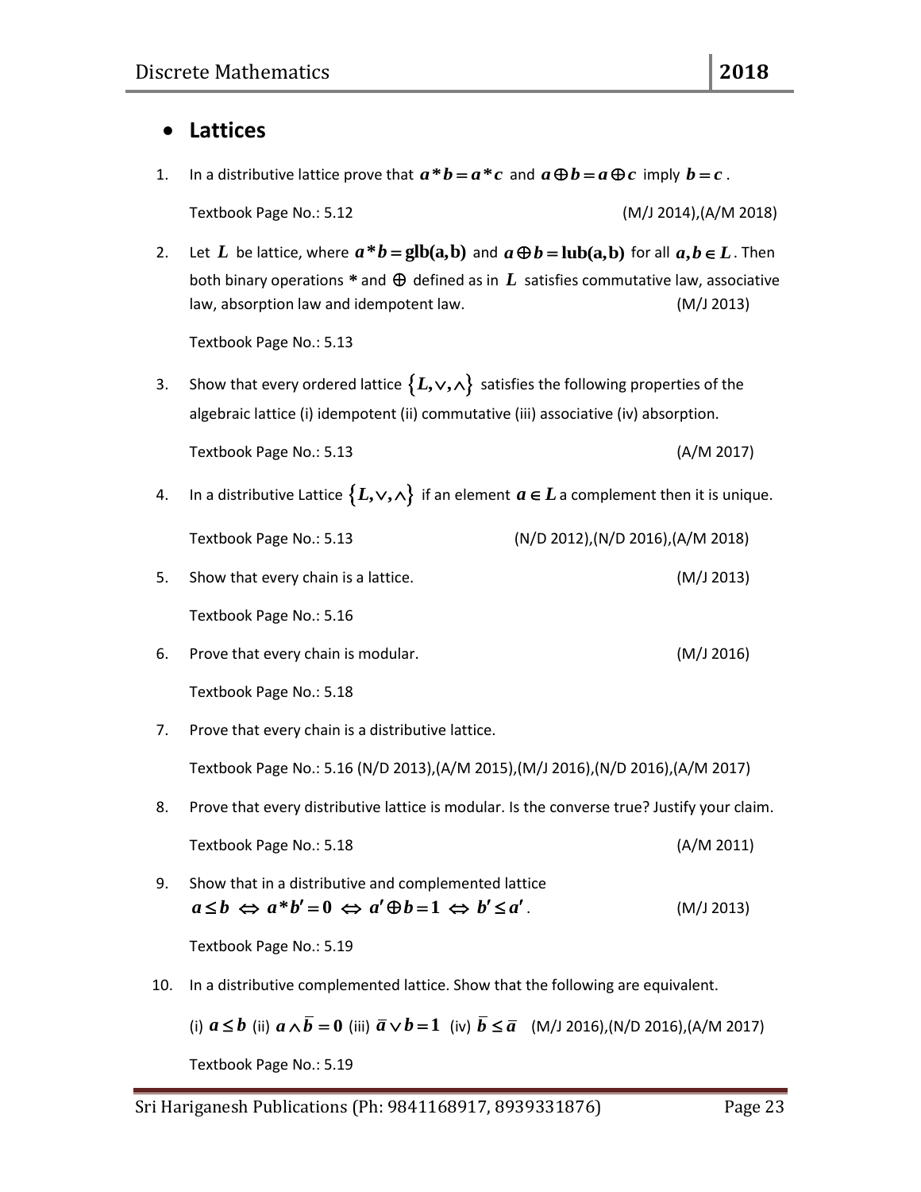- **Lattices**

1. In a distributive lattice prove that $a*b=a*c$ and $a\oplus b=a\oplus c$ imply $b=c$.

   Textbook Page No.: 5.12 (M/J 2014),(A/M 2018)

2. Let $L$ be lattice, where $a*b=\text{glb}(a,b)$ and $a\oplus b=\text{lub}(a,b)$ for all $a,b\in L$. Then both binary operations * and $\oplus$ defined as in $L$ satisfies commutative law, associative law, absorption law and idempotent law. (M/J 2013)

   Textbook Page No.: 5.13

3. Show that every ordered lattice $\{L,\vee,\wedge\}$ satisfies the following properties of the algebraic lattice (i) idempotent (ii) commutative (iii) associative (iv) absorption.

   Textbook Page No.: 5.13 (A/M 2017)

4. In a distributive Lattice $\{L,\vee,\wedge\}$ if an element $a\in L$ a complement then it is unique.

   Textbook Page No.: 5.13 (N/D 2012),(N/D 2016),(A/M 2018)

5. Show that every chain is a lattice. (M/J 2013)

   Textbook Page No.: 5.16

6. Prove that every chain is modular. (M/J 2016)

   Textbook Page No.: 5.18

7. Prove that every chain is a distributive lattice.

   Textbook Page No.: 5.16 (N/D 2013),(A/M 2015),(M/J 2016),(N/D 2016),(A/M 2017)

8. Prove that every distributive lattice is modular. Is the converse true? Justify your claim.

   Textbook Page No.: 5.18 (A/M 2011)

9. Show that in a distributive and complemented lattice
   $a\le b \Leftrightarrow a*b'=0 \Leftrightarrow a'\oplus b=1 \Leftrightarrow b'\le a'$. (M/J 2013)

   Textbook Page No.: 5.19

10. In a distributive complemented lattice. Show that the following are equivalent.

    (i) $a\le b$ (ii) $a\wedge\bar{b}=0$ (iii) $\bar{a}\vee b=1$ (iv) $\bar{b}\le\bar{a}$ (M/J 2016),(N/D 2016),(A/M 2017)

    Textbook Page No.: 5.19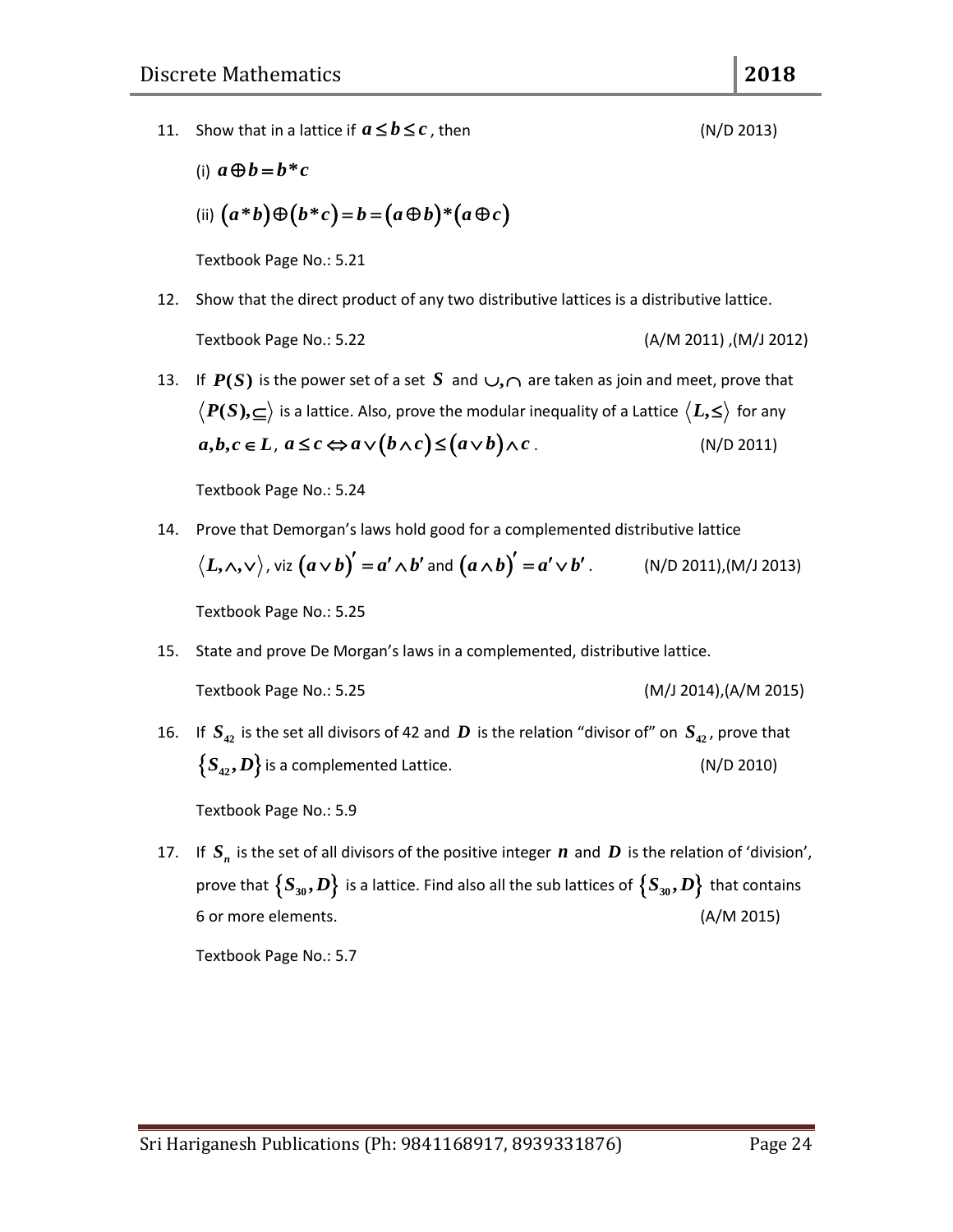11. Show that in a lattice if $a \le b \le c$, then (N/D 2013)

    (i) $a \oplus b = b * c$

    (ii) $(a * b) \oplus (b * c) = b = (a \oplus b) * (a \oplus c)$

    Textbook Page No.: 5.21

12. Show that the direct product of any two distributive lattices is a distributive lattice.

    Textbook Page No.: 5.22 (A/M 2011) ,(M/J 2012)

13. If $P(S)$ is the power set of a set $S$ and $\cup, \cap$ are taken as join and meet, prove that $\langle P(S), \subseteq \rangle$ is a lattice. Also, prove the modular inequality of a Lattice $\langle L, \le \rangle$ for any $a, b, c \in L$, $a \le c \Leftrightarrow a \vee (b \wedge c) \le (a \vee b) \wedge c$. (N/D 2011)

    Textbook Page No.: 5.24

14. Prove that Demorgan's laws hold good for a complemented distributive lattice $\langle L, \wedge, \vee \rangle$, viz $(a \vee b)' = a' \wedge b'$ and $(a \wedge b)' = a' \vee b'$. (N/D 2011),(M/J 2013)

    Textbook Page No.: 5.25

15. State and prove De Morgan's laws in a complemented, distributive lattice.

    Textbook Page No.: 5.25 (M/J 2014),(A/M 2015)

16. If $S_{42}$ is the set all divisors of 42 and $D$ is the relation "divisor of" on $S_{42}$, prove that $\{S_{42}, D\}$ is a complemented Lattice. (N/D 2010)

    Textbook Page No.: 5.9

17. If $S_n$ is the set of all divisors of the positive integer $n$ and $D$ is the relation of 'division', prove that $\{S_{30}, D\}$ is a lattice. Find also all the sub lattices of $\{S_{30}, D\}$ that contains 6 or more elements. (A/M 2015)

    Textbook Page No.: 5.7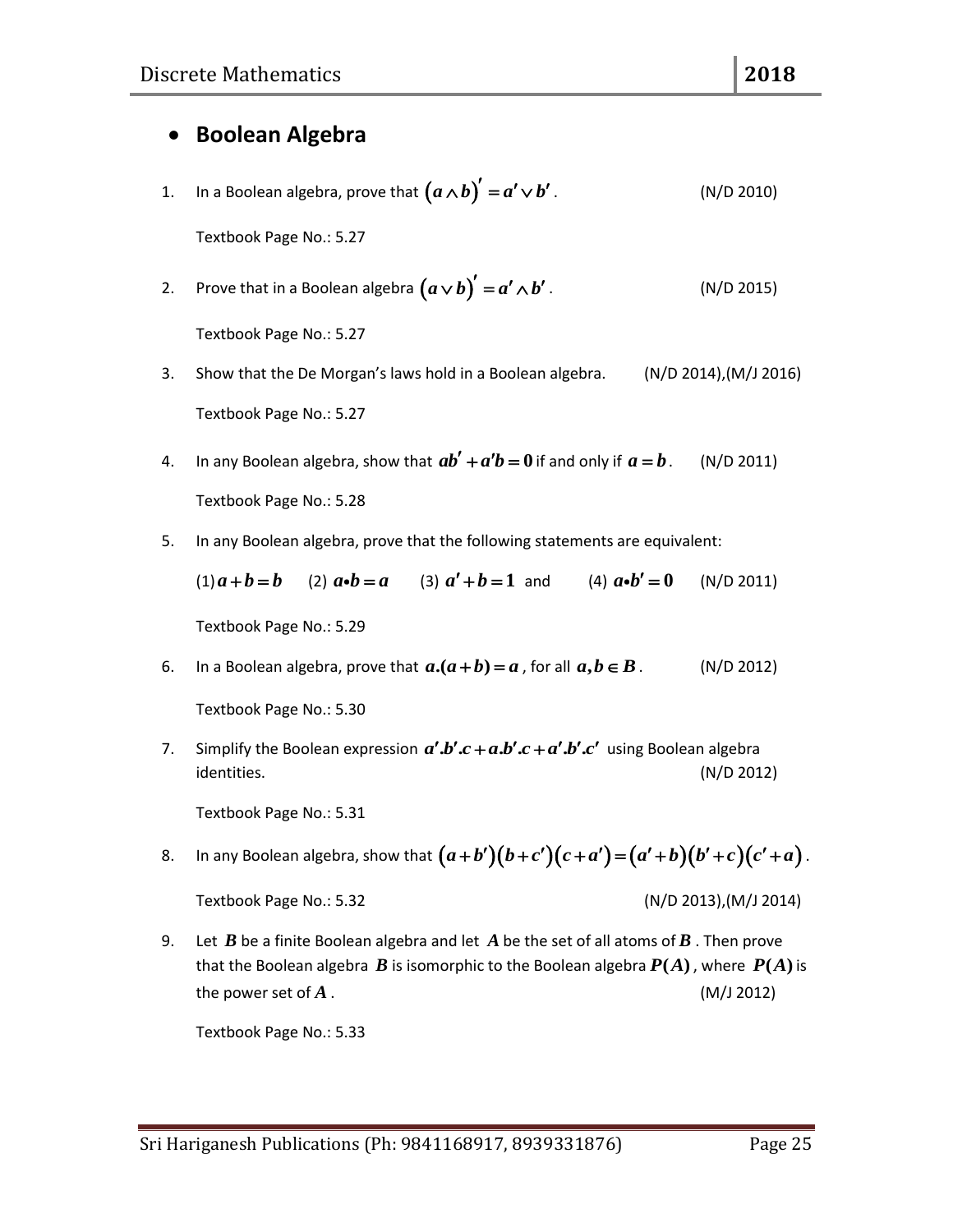- **Boolean Algebra**

1. In a Boolean algebra, prove that $\left(a \wedge b\right)' = a' \vee b'$. (N/D 2010)

   Textbook Page No.: 5.27

2. Prove that in a Boolean algebra $\left(a \vee b\right)' = a' \wedge b'$. (N/D 2015)

   Textbook Page No.: 5.27

3. Show that the De Morgan's laws hold in a Boolean algebra. (N/D 2014),(M/J 2016)

   Textbook Page No.: 5.27

4. In any Boolean algebra, show that $ab' + a'b = 0$ if and only if $a = b$. (N/D 2011)

   Textbook Page No.: 5.28

5. In any Boolean algebra, prove that the following statements are equivalent:

   (1) $a + b = b$ (2) $a \bullet b = a$ (3) $a' + b = 1$ and (4) $a \bullet b' = 0$ (N/D 2011)

   Textbook Page No.: 5.29

6. In a Boolean algebra, prove that $a.(a+b) = a$, for all $a, b \in B$. (N/D 2012)

   Textbook Page No.: 5.30

7. Simplify the Boolean expression $a'.b'.c + a.b'.c + a'.b'.c'$ using Boolean algebra identities. (N/D 2012)

   Textbook Page No.: 5.31

8. In any Boolean algebra, show that $\left(a + b'\right)\left(b + c'\right)\left(c + a'\right) = \left(a' + b\right)\left(b' + c\right)\left(c' + a\right)$.

   Textbook Page No.: 5.32 (N/D 2013),(M/J 2014)

9. Let $B$ be a finite Boolean algebra and let $A$ be the set of all atoms of $B$. Then prove that the Boolean algebra $B$ is isomorphic to the Boolean algebra $P(A)$, where $P(A)$ is the power set of $A$. (M/J 2012)

   Textbook Page No.: 5.33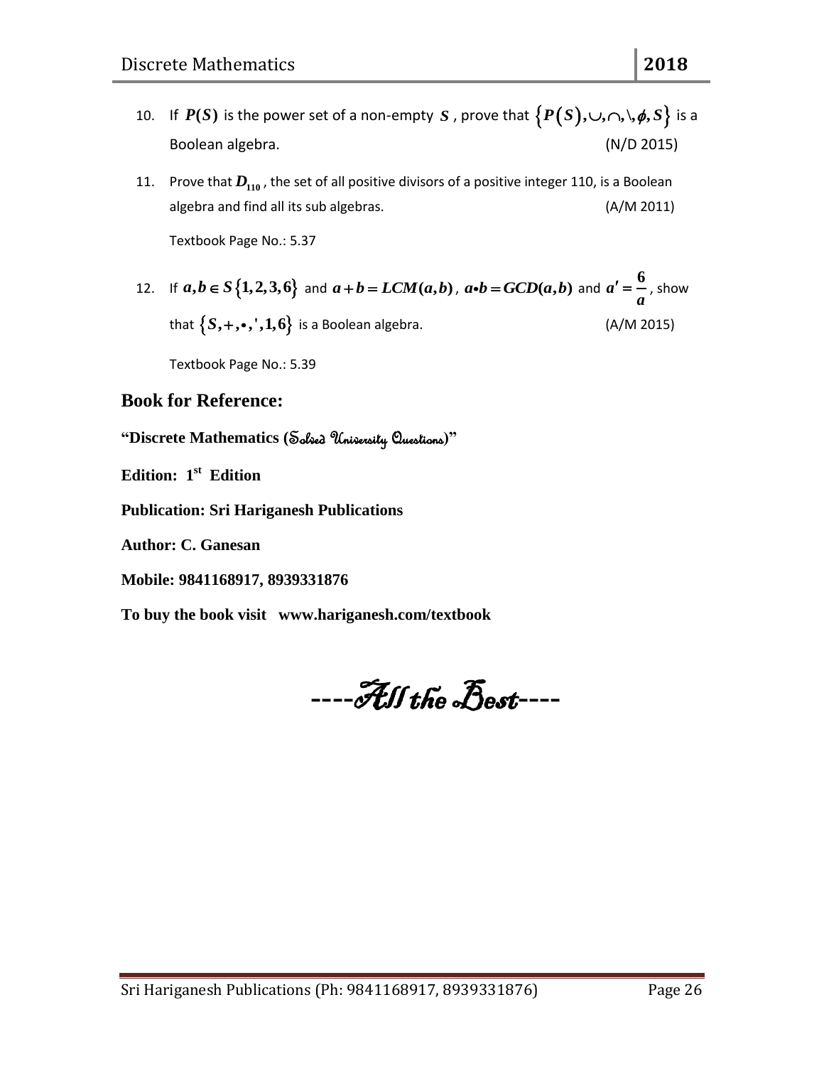10. If $P(S)$ is the power set of a non-empty $S$, prove that $\{P(S), \cup, \cap, \backslash, \phi, S\}$ is a Boolean algebra. (N/D 2015)

11. Prove that $D_{110}$, the set of all positive divisors of a positive integer 110, is a Boolean algebra and find all its sub algebras. (A/M 2011)

    Textbook Page No.: 5.37

12. If $a, b \in S\{1, 2, 3, 6\}$ and $a + b = LCM(a, b)$, $a \bullet b = GCD(a, b)$ and $a' = \dfrac{6}{a}$, show that $\{S, +, \bullet, ', 1, 6\}$ is a Boolean algebra. (A/M 2015)

    Textbook Page No.: 5.39

## Book for Reference:

**"Discrete Mathematics (Solved University Questions)"**

**Edition: 1st Edition**

**Publication: Sri Hariganesh Publications**

**Author: C. Ganesan**

**Mobile: 9841168917, 8939331876**

**To buy the book visit www.hariganesh.com/textbook**

----*All the Best*----